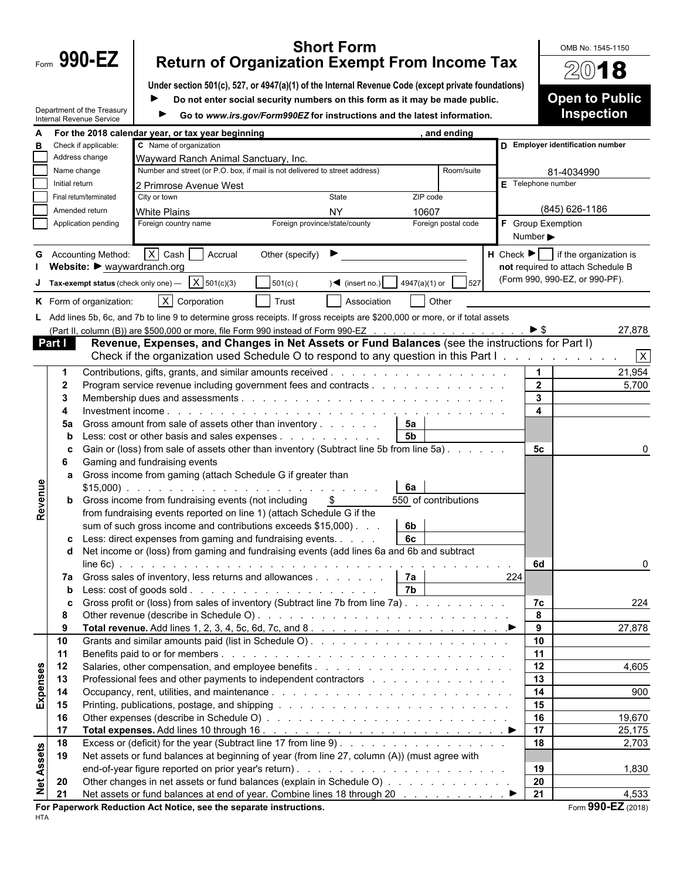# Form 990-EZ

## Short Form
## Return of Organization Exempt From Income Tax

**Under section 501(c), 527, or 4947(a)(1) of the Internal Revenue Code (except private foundations)**

▶ **Do not enter social security numbers on this form as it may be made public.**

▶ **Go to *www.irs.gov/Form990EZ* for instructions and the latest information.**

Department of the Treasury
Internal Revenue Service

OMB No. 1545-1150

**2018**

**Open to Public Inspection**

**A** For the 2018 calendar year, or tax year beginning , and ending

**B** Check if applicable:
- [ ] Address change
- [ ] Name change
- [ ] Initial return
- [ ] Final return/terminated
- [ ] Amended return
- [ ] Application pending

**C** Name of organization: Wayward Ranch Animal Sanctuary, Inc.

Number and street (or P.O. box, if mail is not delivered to street address): 2 Primrose Avenue West | Room/suite:

City or town: White Plains | State: NY | ZIP code: 10607

Foreign country name | Foreign province/state/county | Foreign postal code

**D** Employer identification number: 81-4034990

**E** Telephone number: (845) 626-1186

**F** Group Exemption Number ▶

**G** Accounting Method: [X] Cash [ ] Accrual Other (specify) ▶

**H** Check ▶ [ ] if the organization is **not** required to attach Schedule B (Form 990, 990-EZ, or 990-PF).

**I** Website: ▶ waywardranch.org

**J** Tax-exempt status (check only one) — [X] 501(c)(3) [ ] 501(c) ( ) ◀ (insert no.) [ ] 4947(a)(1) or [ ] 527

**K** Form of organization: [X] Corporation [ ] Trust [ ] Association [ ] Other

**L** Add lines 5b, 6c, and 7b to line 9 to determine gross receipts. If gross receipts are $200,000 or more, or if total assets (Part II, column (B)) are $500,000 or more, file Form 990 instead of Form 990-EZ . . . ▶ $ 27,878

## Part I — Revenue, Expenses, and Changes in Net Assets or Fund Balances (see the instructions for Part I)

Check if the organization used Schedule O to respond to any question in this Part I . . . [X]

| Section | Line | Description | Sub-line | Sub-amount | Line | Amount |
|---|---|---|---|---|---|---|
| Revenue | 1 | Contributions, gifts, grants, and similar amounts received | | | 1 | 21,954 |
| | 2 | Program service revenue including government fees and contracts | | | 2 | 5,700 |
| | 3 | Membership dues and assessments | | | 3 | |
| | 4 | Investment income | | | 4 | |
| | 5a | Gross amount from sale of assets other than inventory | 5a | | | |
| | b | Less: cost or other basis and sales expenses | 5b | | | |
| | c | Gain or (loss) from sale of assets other than inventory (Subtract line 5b from line 5a) | | | 5c | 0 |
| | 6 | Gaming and fundraising events | | | | |
| | a | Gross income from gaming (attach Schedule G if greater than $15,000) | 6a | | | |
| | b | Gross income from fundraising events (not including $ 550 of contributions from fundraising events reported on line 1) (attach Schedule G if the sum of such gross income and contributions exceeds $15,000) | 6b | | | |
| | c | Less: direct expenses from gaming and fundraising events | 6c | | | |
| | d | Net income or (loss) from gaming and fundraising events (add lines 6a and 6b and subtract line 6c) | | | 6d | 0 |
| | 7a | Gross sales of inventory, less returns and allowances | 7a | 224 | | |
| | b | Less: cost of goods sold | 7b | | | |
| | c | Gross profit or (loss) from sales of inventory (Subtract line 7b from line 7a) | | | 7c | 224 |
| | 8 | Other revenue (describe in Schedule O) | | | 8 | |
| | 9 | **Total revenue.** Add lines 1, 2, 3, 4, 5c, 6d, 7c, and 8 ▶ | | | 9 | 27,878 |
| Expenses | 10 | Grants and similar amounts paid (list in Schedule O) | | | 10 | |
| | 11 | Benefits paid to or for members | | | 11 | |
| | 12 | Salaries, other compensation, and employee benefits | | | 12 | 4,605 |
| | 13 | Professional fees and other payments to independent contractors | | | 13 | |
| | 14 | Occupancy, rent, utilities, and maintenance | | | 14 | 900 |
| | 15 | Printing, publications, postage, and shipping | | | 15 | |
| | 16 | Other expenses (describe in Schedule O) | | | 16 | 19,670 |
| | 17 | **Total expenses.** Add lines 10 through 16 ▶ | | | 17 | 25,175 |
| Net Assets | 18 | Excess or (deficit) for the year (Subtract line 17 from line 9) | | | 18 | 2,703 |
| | 19 | Net assets or fund balances at beginning of year (from line 27, column (A)) (must agree with end-of-year figure reported on prior year's return) | | | 19 | 1,830 |
| | 20 | Other changes in net assets or fund balances (explain in Schedule O) | | | 20 | |
| | 21 | Net assets or fund balances at end of year. Combine lines 18 through 20 ▶ | | | 21 | 4,533 |

**For Paperwork Reduction Act Notice, see the separate instructions.** Form **990-EZ** (2018)

HTA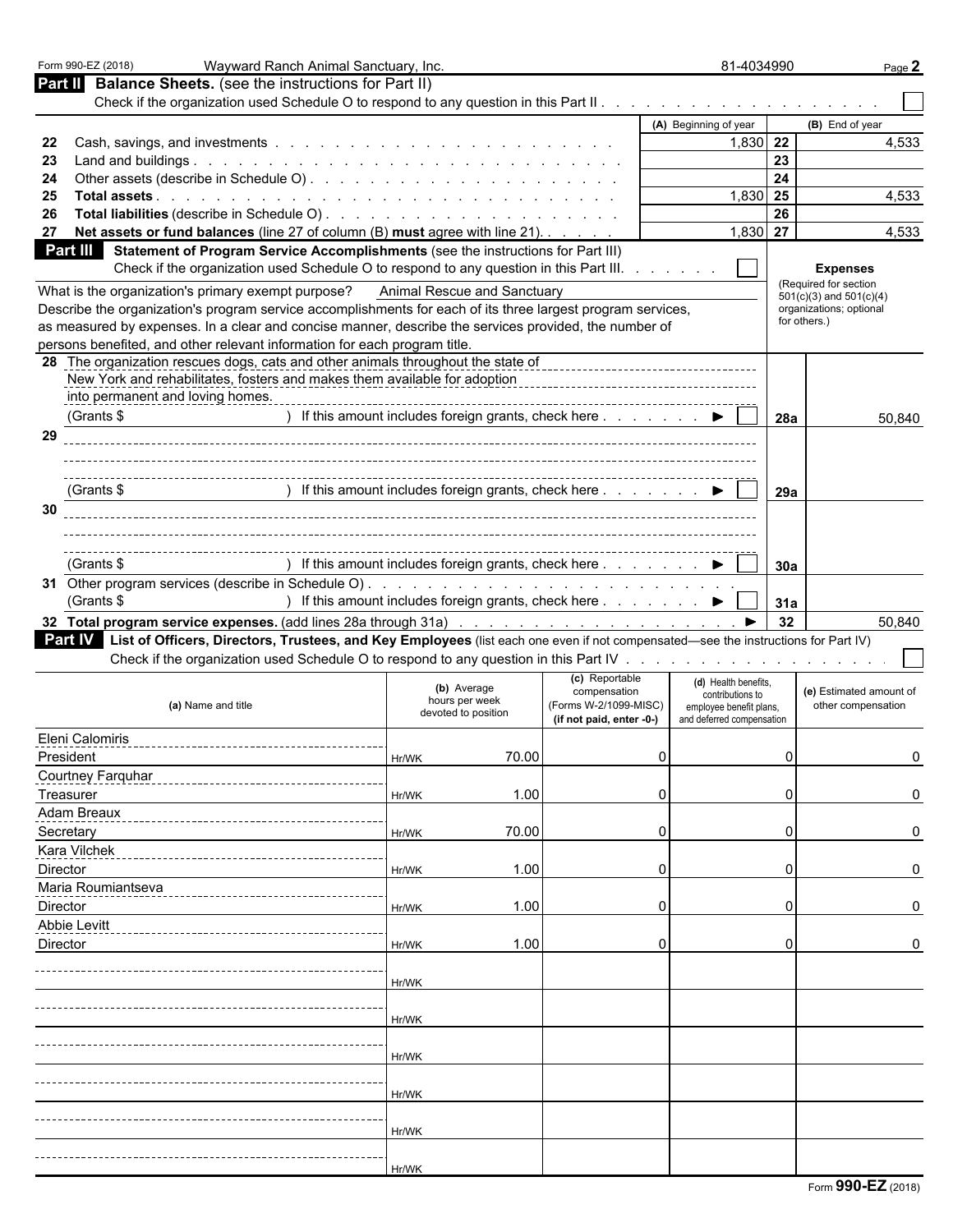Form 990-EZ (2018) Wayward Ranch Animal Sanctuary, Inc. 81-4034990 Page **2**

## Part II Balance Sheets. (see the instructions for Part II)

Check if the organization used Schedule O to respond to any question in this Part II . . . . . . . . . . . . . . . . . . . . ☐

| | | (A) Beginning of year | | (B) End of year |
|---|---|---|---|---|
| 22 | Cash, savings, and investments | 1,830 | 22 | 4,533 |
| 23 | Land and buildings | | 23 | |
| 24 | Other assets (describe in Schedule O) | | 24 | |
| 25 | **Total assets** | 1,830 | 25 | 4,533 |
| 26 | **Total liabilities** (describe in Schedule O) | | 26 | |
| 27 | **Net assets or fund balances** (line 27 of column (B) **must** agree with line 21) | 1,830 | 27 | 4,533 |

## Part III Statement of Program Service Accomplishments (see the instructions for Part III)

Check if the organization used Schedule O to respond to any question in this Part III. . . . . . . ☐

**Expenses** (Required for section 501(c)(3) and 501(c)(4) organizations; optional for others.)

What is the organization's primary exempt purpose? Animal Rescue and Sanctuary

Describe the organization's program service accomplishments for each of its three largest program services, as measured by expenses. In a clear and concise manner, describe the services provided, the number of persons benefited, and other relevant information for each program title.

| | | | |
|---|---|---|---|
| 28 | The organization rescues dogs, cats and other animals throughout the state of New York and rehabilitates, fosters and makes them available for adoption into permanent and loving homes. (Grants $ ) If this amount includes foreign grants, check here ☐ | 28a | 50,840 |
| 29 | (Grants $ ) If this amount includes foreign grants, check here ☐ | 29a | |
| 30 | (Grants $ ) If this amount includes foreign grants, check here ☐ | 30a | |
| 31 | Other program services (describe in Schedule O) (Grants $ ) If this amount includes foreign grants, check here ☐ | 31a | |
| 32 | **Total program service expenses.** (add lines 28a through 31a) | 32 | 50,840 |

## Part IV List of Officers, Directors, Trustees, and Key Employees (list each one even if not compensated—see the instructions for Part IV)

Check if the organization used Schedule O to respond to any question in this Part IV . . . . . . . . . . . . . . . . . . . ☐

| (a) Name and title | (b) Average hours per week devoted to position | (c) Reportable compensation (Forms W-2/1099-MISC) (if not paid, enter -0-) | (d) Health benefits, contributions to employee benefit plans, and deferred compensation | (e) Estimated amount of other compensation |
|---|---|---|---|---|
| Eleni Calomiris<br>President | Hr/WK 70.00 | 0 | 0 | 0 |
| Courtney Farquhar<br>Treasurer | Hr/WK 1.00 | 0 | 0 | 0 |
| Adam Breaux<br>Secretary | Hr/WK 70.00 | 0 | 0 | 0 |
| Kara Vilchek<br>Director | Hr/WK 1.00 | 0 | 0 | 0 |
| Maria Roumiantseva<br>Director | Hr/WK 1.00 | 0 | 0 | 0 |
| Abbie Levitt<br>Director | Hr/WK 1.00 | 0 | 0 | 0 |
| | Hr/WK | | | |
| | Hr/WK | | | |
| | Hr/WK | | | |
| | Hr/WK | | | |
| | Hr/WK | | | |
| | Hr/WK | | | |

Form **990-EZ** (2018)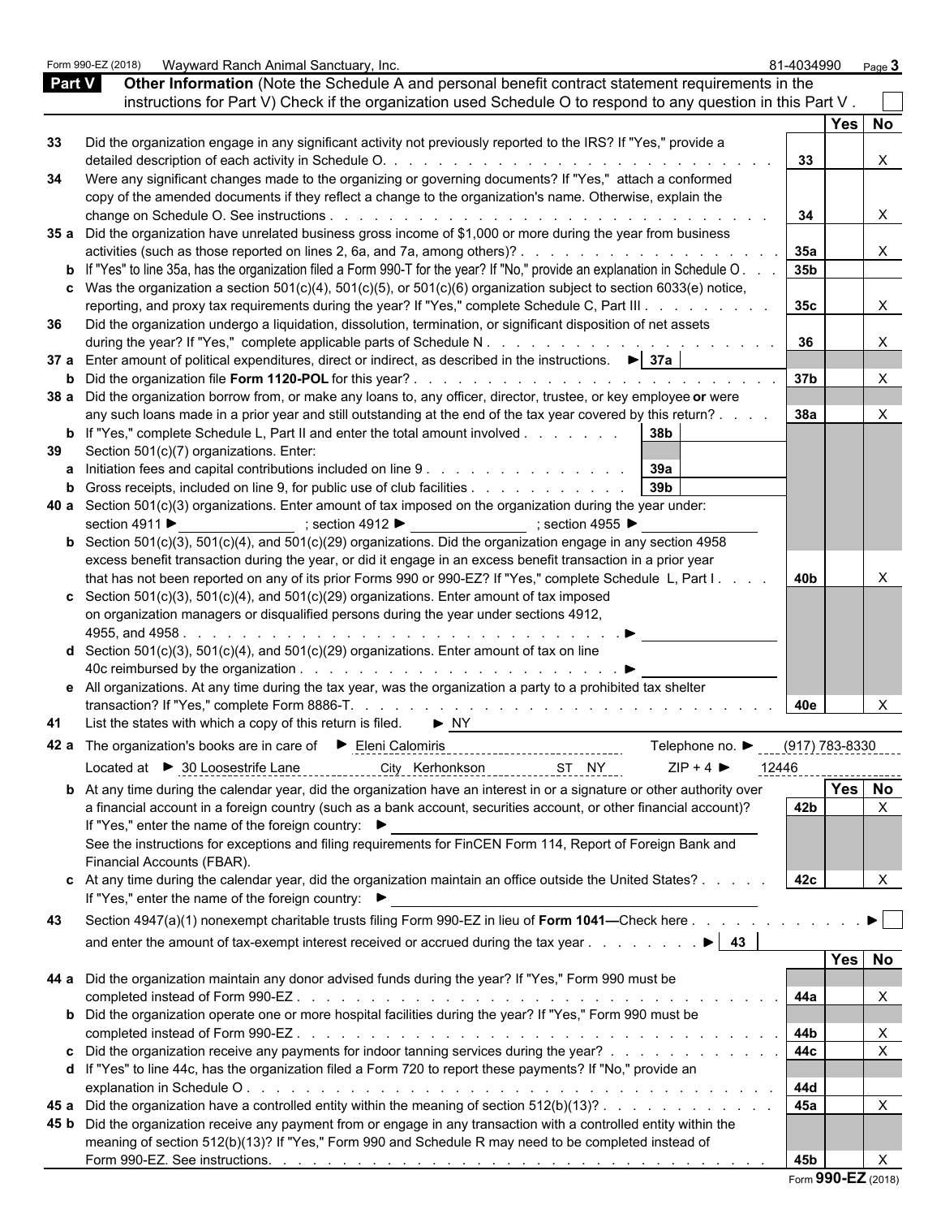Form 990-EZ (2018) Wayward Ranch Animal Sanctuary, Inc. 81-4034990 Page 3

## Part V Other Information

**Other Information** (Note the Schedule A and personal benefit contract statement requirements in the instructions for Part V) Check if the organization used Schedule O to respond to any question in this Part V . ☐

| | | | Yes | No |
|---|---|---|---|---|
| 33 | Did the organization engage in any significant activity not previously reported to the IRS? If "Yes," provide a detailed description of each activity in Schedule O. | 33 | | X |
| 34 | Were any significant changes made to the organizing or governing documents? If "Yes," attach a conformed copy of the amended documents if they reflect a change to the organization's name. Otherwise, explain the change on Schedule O. See instructions | 34 | | X |
| 35 a | Did the organization have unrelated business gross income of $1,000 or more during the year from business activities (such as those reported on lines 2, 6a, and 7a, among others)? | 35a | | X |
| b | If "Yes" to line 35a, has the organization filed a Form 990-T for the year? If "No," provide an explanation in Schedule O | 35b | | |
| c | Was the organization a section 501(c)(4), 501(c)(5), or 501(c)(6) organization subject to section 6033(e) notice, reporting, and proxy tax requirements during the year? If "Yes," complete Schedule C, Part III | 35c | | X |
| 36 | Did the organization undergo a liquidation, dissolution, termination, or significant disposition of net assets during the year? If "Yes," complete applicable parts of Schedule N | 36 | | X |
| 37 a | Enter amount of political expenditures, direct or indirect, as described in the instructions. ► 37a | | | |
| b | Did the organization file **Form 1120-POL** for this year? | 37b | | X |
| 38 a | Did the organization borrow from, or make any loans to, any officer, director, trustee, or key employee **or** were any such loans made in a prior year and still outstanding at the end of the tax year covered by this return? | 38a | | X |
| b | If "Yes," complete Schedule L, Part II and enter the total amount involved 38b | | | |
| 39 | Section 501(c)(7) organizations. Enter: | | | |
| a | Initiation fees and capital contributions included on line 9 39a | | | |
| b | Gross receipts, included on line 9, for public use of club facilities 39b | | | |
| 40 a | Section 501(c)(3) organizations. Enter amount of tax imposed on the organization during the year under: section 4911 ► ; section 4912 ► ; section 4955 ► | | | |
| b | Section 501(c)(3), 501(c)(4), and 501(c)(29) organizations. Did the organization engage in any section 4958 excess benefit transaction during the year, or did it engage in an excess benefit transaction in a prior year that has not been reported on any of its prior Forms 990 or 990-EZ? If "Yes," complete Schedule L, Part I | 40b | | X |
| c | Section 501(c)(3), 501(c)(4), and 501(c)(29) organizations. Enter amount of tax imposed on organization managers or disqualified persons during the year under sections 4912, 4955, and 4958 ► | | | |
| d | Section 501(c)(3), 501(c)(4), and 501(c)(29) organizations. Enter amount of tax on line 40c reimbursed by the organization ► | | | |
| e | All organizations. At any time during the tax year, was the organization a party to a prohibited tax shelter transaction? If "Yes," complete Form 8886-T. | 40e | | X |

41 List the states with which a copy of this return is filed. ► NY

42 a The organization's books are in care of ► Eleni Calomiris Telephone no. ► (917) 783-8330

Located at ► 30 Loosestrife Lane City Kerhonkson ST NY ZIP + 4 ► 12446

| | | | Yes | No |
|---|---|---|---|---|
| b | At any time during the calendar year, did the organization have an interest in or a signature or other authority over a financial account in a foreign country (such as a bank account, securities account, or other financial account)? If "Yes," enter the name of the foreign country: ► See the instructions for exceptions and filing requirements for FinCEN Form 114, Report of Foreign Bank and Financial Accounts (FBAR). | 42b | | X |
| c | At any time during the calendar year, did the organization maintain an office outside the United States? If "Yes," enter the name of the foreign country: ► | 42c | | X |

43 Section 4947(a)(1) nonexempt charitable trusts filing Form 990-EZ in lieu of **Form 1041—**Check here ► ☐ and enter the amount of tax-exempt interest received or accrued during the tax year ► 43

| | | | Yes | No |
|---|---|---|---|---|
| 44 a | Did the organization maintain any donor advised funds during the year? If "Yes," Form 990 must be completed instead of Form 990-EZ | 44a | | X |
| b | Did the organization operate one or more hospital facilities during the year? If "Yes," Form 990 must be completed instead of Form 990-EZ | 44b | | X |
| c | Did the organization receive any payments for indoor tanning services during the year? | 44c | | X |
| d | If "Yes" to line 44c, has the organization filed a Form 720 to report these payments? If "No," provide an explanation in Schedule O | 44d | | |
| 45 a | Did the organization have a controlled entity within the meaning of section 512(b)(13)? | 45a | | X |
| 45 b | Did the organization receive any payment from or engage in any transaction with a controlled entity within the meaning of section 512(b)(13)? If "Yes," Form 990 and Schedule R may need to be completed instead of Form 990-EZ. See instructions. | 45b | | X |

Form **990-EZ** (2018)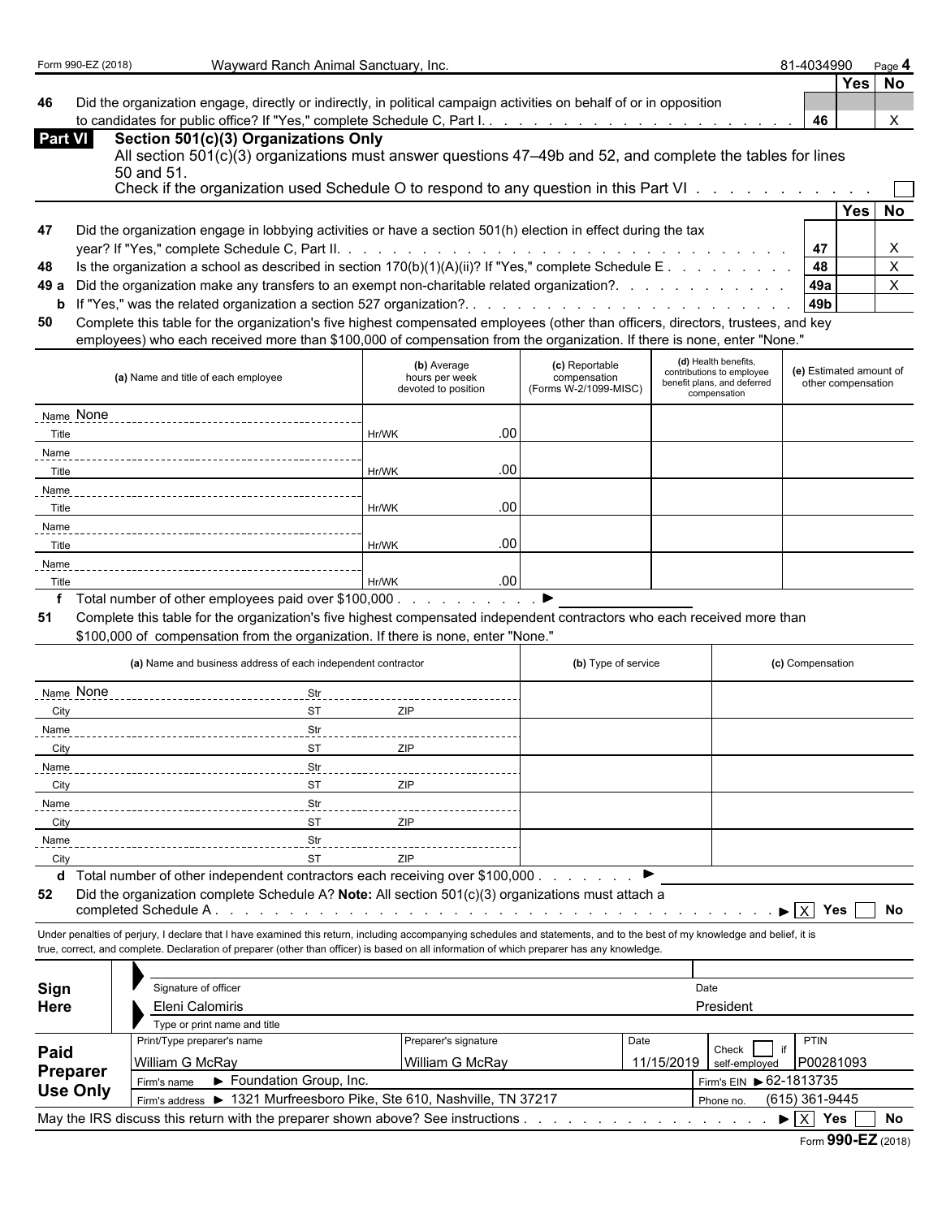Form 990-EZ (2018) Wayward Ranch Animal Sanctuary, Inc. 81-4034990

| | | | Yes | No |
|---|---|---|---|---|
| 46 | Did the organization engage, directly or indirectly, in political campaign activities on behalf of or in opposition to candidates for public office? If "Yes," complete Schedule C, Part I. | 46 | | X |

## Part VI Section 501(c)(3) Organizations Only

All section 501(c)(3) organizations must answer questions 47–49b and 52, and complete the tables for lines 50 and 51.

Check if the organization used Schedule O to respond to any question in this Part VI ☐

| | | | Yes | No |
|---|---|---|---|---|
| 47 | Did the organization engage in lobbying activities or have a section 501(h) election in effect during the tax year? If "Yes," complete Schedule C, Part II. | 47 | | X |
| 48 | Is the organization a school as described in section 170(b)(1)(A)(ii)? If "Yes," complete Schedule E | 48 | | X |
| 49 a | Did the organization make any transfers to an exempt non-charitable related organization? | 49a | | X |
| b | If "Yes," was the related organization a section 527 organization? | 49b | | |

**50** Complete this table for the organization's five highest compensated employees (other than officers, directors, trustees, and key employees) who each received more than $100,000 of compensation from the organization. If there is none, enter "None."

| (a) Name and title of each employee | (b) Average hours per week devoted to position | (c) Reportable compensation (Forms W-2/1099-MISC) | (d) Health benefits, contributions to employee benefit plans, and deferred compensation | (e) Estimated amount of other compensation |
|---|---|---|---|---|
| Name None<br>Title | Hr/WK .00 | | | |
| Name<br>Title | Hr/WK .00 | | | |
| Name<br>Title | Hr/WK .00 | | | |
| Name<br>Title | Hr/WK .00 | | | |
| Name<br>Title | Hr/WK .00 | | | |

**f** Total number of other employees paid over $100,000 ▶

**51** Complete this table for the organization's five highest compensated independent contractors who each received more than $100,000 of compensation from the organization. If there is none, enter "None."

| (a) Name and business address of each independent contractor | (b) Type of service | (c) Compensation |
|---|---|---|
| Name None Str<br>City ST ZIP | | |
| Name Str<br>City ST ZIP | | |
| Name Str<br>City ST ZIP | | |
| Name Str<br>City ST ZIP | | |
| Name Str<br>City ST ZIP | | |

**d** Total number of other independent contractors each receiving over $100,000 ▶

**52** Did the organization complete Schedule A? **Note:** All section 501(c)(3) organizations must attach a completed Schedule A ▶ ☒ Yes ☐ No

Under penalties of perjury, I declare that I have examined this return, including accompanying schedules and statements, and to the best of my knowledge and belief, it is true, correct, and complete. Declaration of preparer (other than officer) is based on all information of which preparer has any knowledge.

| | | |
|---|---|---|
| **Sign Here** | Signature of officer | Date |
| | Eleni Calomiris | President |
| | Type or print name and title | |

| | Print/Type preparer's name | Preparer's signature | Date | Check ☐ if self-employed | PTIN |
|---|---|---|---|---|---|
| **Paid Preparer Use Only** | William G McRay | William G McRay | 11/15/2019 | | P00281093 |
| | Firm's name ▶ Foundation Group, Inc. | | | Firm's EIN ▶ 62-1813735 | |
| | Firm's address ▶ 1321 Murfreesboro Pike, Ste 610, Nashville, TN 37217 | | | Phone no. (615) 361-9445 | |

May the IRS discuss this return with the preparer shown above? See instructions ▶ ☒ Yes ☐ No

Form **990-EZ** (2018)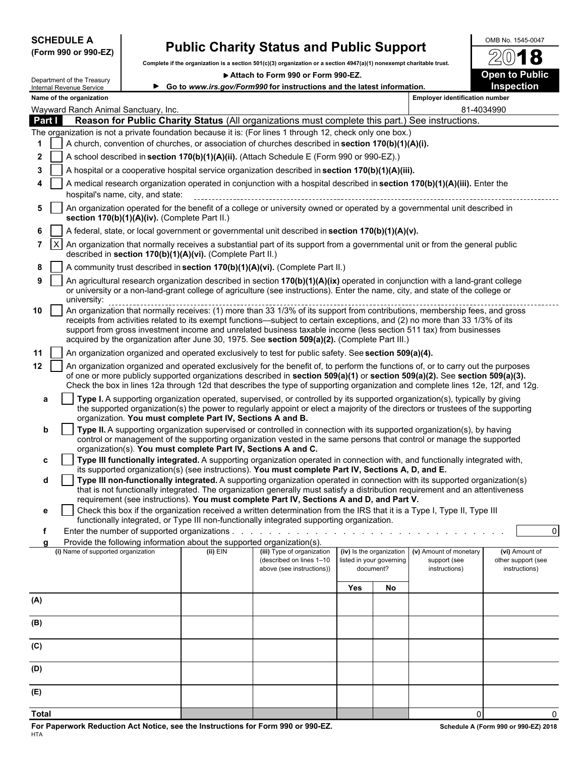**SCHEDULE A**
**(Form 990 or 990-EZ)**

Department of the Treasury
Internal Revenue Service

# Public Charity Status and Public Support

**Complete if the organization is a section 501(c)(3) organization or a section 4947(a)(1) nonexempt charitable trust.**

**▶ Attach to Form 990 or Form 990-EZ.**

**▶ Go to *www.irs.gov/Form990* for instructions and the latest information.**

OMB No. 1545-0047

**2018**

**Open to Public Inspection**

**Name of the organization**
Wayward Ranch Animal Sanctuary, Inc.

**Employer identification number**
81-4034990

## Part I — Reason for Public Charity Status (All organizations must complete this part.) See instructions.

The organization is not a private foundation because it is: (For lines 1 through 12, check only one box.)

1 [ ] A church, convention of churches, or association of churches described in **section 170(b)(1)(A)(i).**

2 [ ] A school described in **section 170(b)(1)(A)(ii).** (Attach Schedule E (Form 990 or 990-EZ).)

3 [ ] A hospital or a cooperative hospital service organization described in **section 170(b)(1)(A)(iii).**

4 [ ] A medical research organization operated in conjunction with a hospital described in **section 170(b)(1)(A)(iii).** Enter the hospital's name, city, and state:

5 [ ] An organization operated for the benefit of a college or university owned or operated by a governmental unit described in **section 170(b)(1)(A)(iv).** (Complete Part II.)

6 [ ] A federal, state, or local government or governmental unit described in **section 170(b)(1)(A)(v).**

7 [X] An organization that normally receives a substantial part of its support from a governmental unit or from the general public described in **section 170(b)(1)(A)(vi).** (Complete Part II.)

8 [ ] A community trust described in **section 170(b)(1)(A)(vi).** (Complete Part II.)

9 [ ] An agricultural research organization described in section **170(b)(1)(A)(ix)** operated in conjunction with a land-grant college or university or a non-land-grant college of agriculture (see instructions). Enter the name, city, and state of the college or university:

10 [ ] An organization that normally receives: (1) more than 33 1/3% of its support from contributions, membership fees, and gross receipts from activities related to its exempt functions—subject to certain exceptions, and (2) no more than 33 1/3% of its support from gross investment income and unrelated business taxable income (less section 511 tax) from businesses acquired by the organization after June 30, 1975. See **section 509(a)(2).** (Complete Part III.)

11 [ ] An organization organized and operated exclusively to test for public safety. See **section 509(a)(4).**

12 [ ] An organization organized and operated exclusively for the benefit of, to perform the functions of, or to carry out the purposes of one or more publicly supported organizations described in **section 509(a)(1)** or **section 509(a)(2).** See **section 509(a)(3).** Check the box in lines 12a through 12d that describes the type of supporting organization and complete lines 12e, 12f, and 12g.

a [ ] **Type I.** A supporting organization operated, supervised, or controlled by its supported organization(s), typically by giving the supported organization(s) the power to regularly appoint or elect a majority of the directors or trustees of the supporting organization. **You must complete Part IV, Sections A and B.**

b [ ] **Type II.** A supporting organization supervised or controlled in connection with its supported organization(s), by having control or management of the supporting organization vested in the same persons that control or manage the supported organization(s). **You must complete Part IV, Sections A and C.**

c [ ] **Type III functionally integrated.** A supporting organization operated in connection with, and functionally integrated with, its supported organization(s) (see instructions). **You must complete Part IV, Sections A, D, and E.**

d [ ] **Type III non-functionally integrated.** A supporting organization operated in connection with its supported organization(s) that is not functionally integrated. The organization generally must satisfy a distribution requirement and an attentiveness requirement (see instructions). **You must complete Part IV, Sections A and D, and Part V.**

e [ ] Check this box if the organization received a written determination from the IRS that it is a Type I, Type II, Type III functionally integrated, or Type III non-functionally integrated supporting organization.

f Enter the number of supported organizations . . . . . . . . . . . . . . . . . . . . . . . . . . . . . . . . 0

g Provide the following information about the supported organization(s).

| (i) Name of supported organization | (ii) EIN | (iii) Type of organization (described on lines 1–10 above (see instructions)) | (iv) Is the organization listed in your governing document? | | (v) Amount of monetary support (see instructions) | (vi) Amount of other support (see instructions) |
|---|---|---|---|---|---|---|
| | | | Yes | No | | |
| (A) | | | | | | |
| (B) | | | | | | |
| (C) | | | | | | |
| (D) | | | | | | |
| (E) | | | | | | |
| **Total** | | | | | 0 | 0 |

**For Paperwork Reduction Act Notice, see the Instructions for Form 990 or 990-EZ.**
HTA

**Schedule A (Form 990 or 990-EZ) 2018**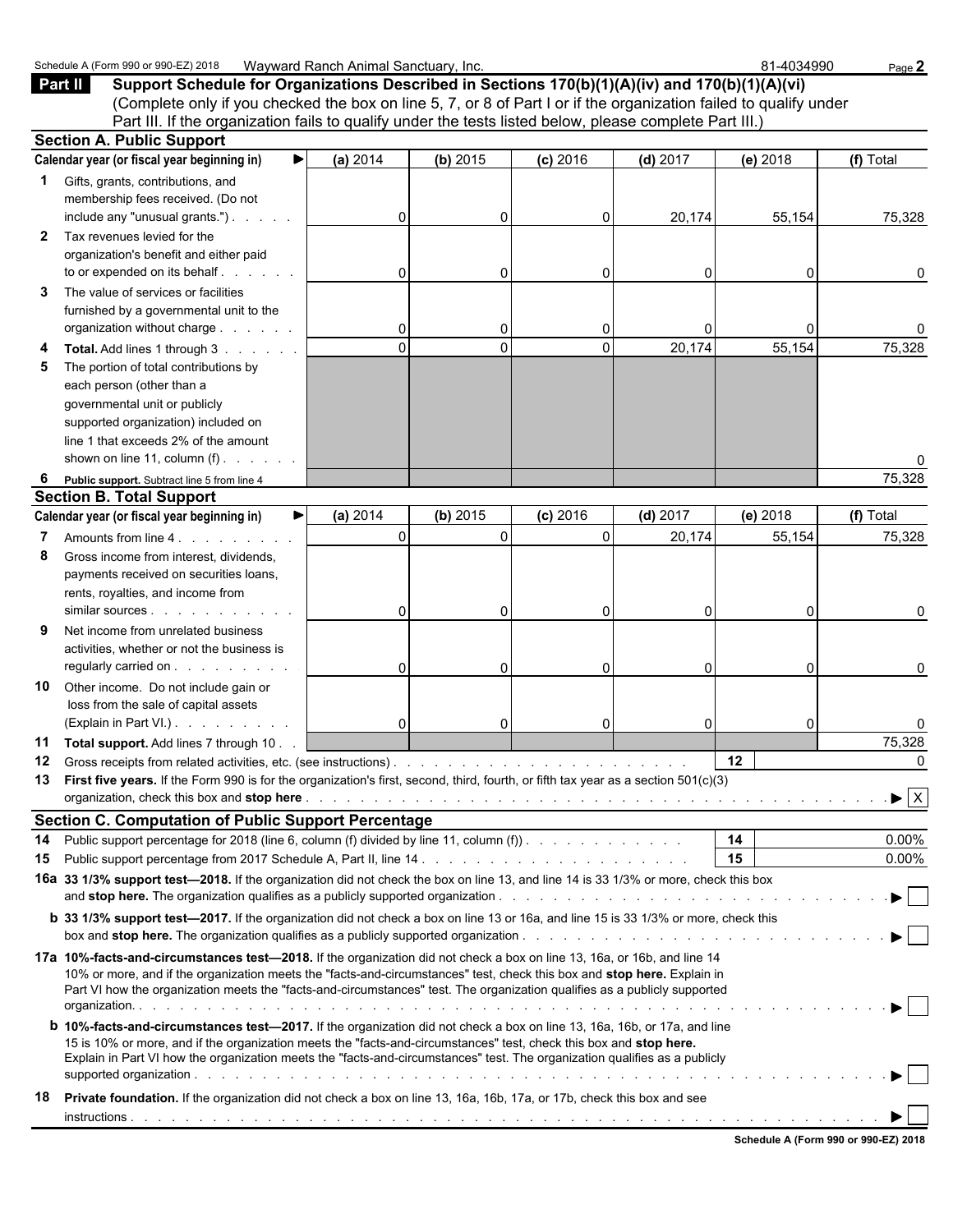Schedule A (Form 990 or 990-EZ) 2018 Wayward Ranch Animal Sanctuary, Inc. 81-4034990

## Part II Support Schedule for Organizations Described in Sections 170(b)(1)(A)(iv) and 170(b)(1)(A)(vi)

(Complete only if you checked the box on line 5, 7, or 8 of Part I or if the organization failed to qualify under Part III. If the organization fails to qualify under the tests listed below, please complete Part III.)

### Section A. Public Support

| Calendar year (or fiscal year beginning in) ▶ | (a) 2014 | (b) 2015 | (c) 2016 | (d) 2017 | (e) 2018 | (f) Total |
|---|---|---|---|---|---|---|
| **1** Gifts, grants, contributions, and membership fees received. (Do not include any "unusual grants.") | 0 | 0 | 0 | 20,174 | 55,154 | 75,328 |
| **2** Tax revenues levied for the organization's benefit and either paid to or expended on its behalf | 0 | 0 | 0 | 0 | 0 | 0 |
| **3** The value of services or facilities furnished by a governmental unit to the organization without charge | 0 | 0 | 0 | 0 | 0 | 0 |
| **4 Total.** Add lines 1 through 3 | 0 | 0 | 0 | 20,174 | 55,154 | 75,328 |
| **5** The portion of total contributions by each person (other than a governmental unit or publicly supported organization) included on line 1 that exceeds 2% of the amount shown on line 11, column (f) | | | | | | 0 |
| **6 Public support.** Subtract line 5 from line 4 | | | | | | 75,328 |

### Section B. Total Support

| Calendar year (or fiscal year beginning in) ▶ | (a) 2014 | (b) 2015 | (c) 2016 | (d) 2017 | (e) 2018 | (f) Total |
|---|---|---|---|---|---|---|
| **7** Amounts from line 4 | 0 | 0 | 0 | 20,174 | 55,154 | 75,328 |
| **8** Gross income from interest, dividends, payments received on securities loans, rents, royalties, and income from similar sources | 0 | 0 | 0 | 0 | 0 | 0 |
| **9** Net income from unrelated business activities, whether or not the business is regularly carried on | 0 | 0 | 0 | 0 | 0 | 0 |
| **10** Other income. Do not include gain or loss from the sale of capital assets (Explain in Part VI.) | 0 | 0 | 0 | 0 | 0 | 0 |
| **11 Total support.** Add lines 7 through 10 | | | | | | 75,328 |

**12** Gross receipts from related activities, etc. (see instructions) — **12** — 0

**13 First five years.** If the Form 990 is for the organization's first, second, third, fourth, or fifth tax year as a section 501(c)(3) organization, check this box and **stop here** ▶ [X]

### Section C. Computation of Public Support Percentage

**14** Public support percentage for 2018 (line 6, column (f) divided by line 11, column (f)) — **14** — 0.00%

**15** Public support percentage from 2017 Schedule A, Part II, line 14 — **15** — 0.00%

**16a 33 1/3% support test—2018.** If the organization did not check the box on line 13, and line 14 is 33 1/3% or more, check this box and **stop here.** The organization qualifies as a publicly supported organization ▶ [ ]

**b 33 1/3% support test—2017.** If the organization did not check a box on line 13 or 16a, and line 15 is 33 1/3% or more, check this box and **stop here.** The organization qualifies as a publicly supported organization ▶ [ ]

**17a 10%-facts-and-circumstances test—2018.** If the organization did not check a box on line 13, 16a, or 16b, and line 14 10% or more, and if the organization meets the "facts-and-circumstances" test, check this box and **stop here.** Explain in Part VI how the organization meets the "facts-and-circumstances" test. The organization qualifies as a publicly supported organization ▶ [ ]

**b 10%-facts-and-circumstances test—2017.** If the organization did not check a box on line 13, 16a, 16b, or 17a, and line 15 is 10% or more, and if the organization meets the "facts-and-circumstances" test, check this box and **stop here.** Explain in Part VI how the organization meets the "facts-and-circumstances" test. The organization qualifies as a publicly supported organization ▶ [ ]

**18 Private foundation.** If the organization did not check a box on line 13, 16a, 16b, 17a, or 17b, check this box and see instructions ▶ [ ]

Schedule A (Form 990 or 990-EZ) 2018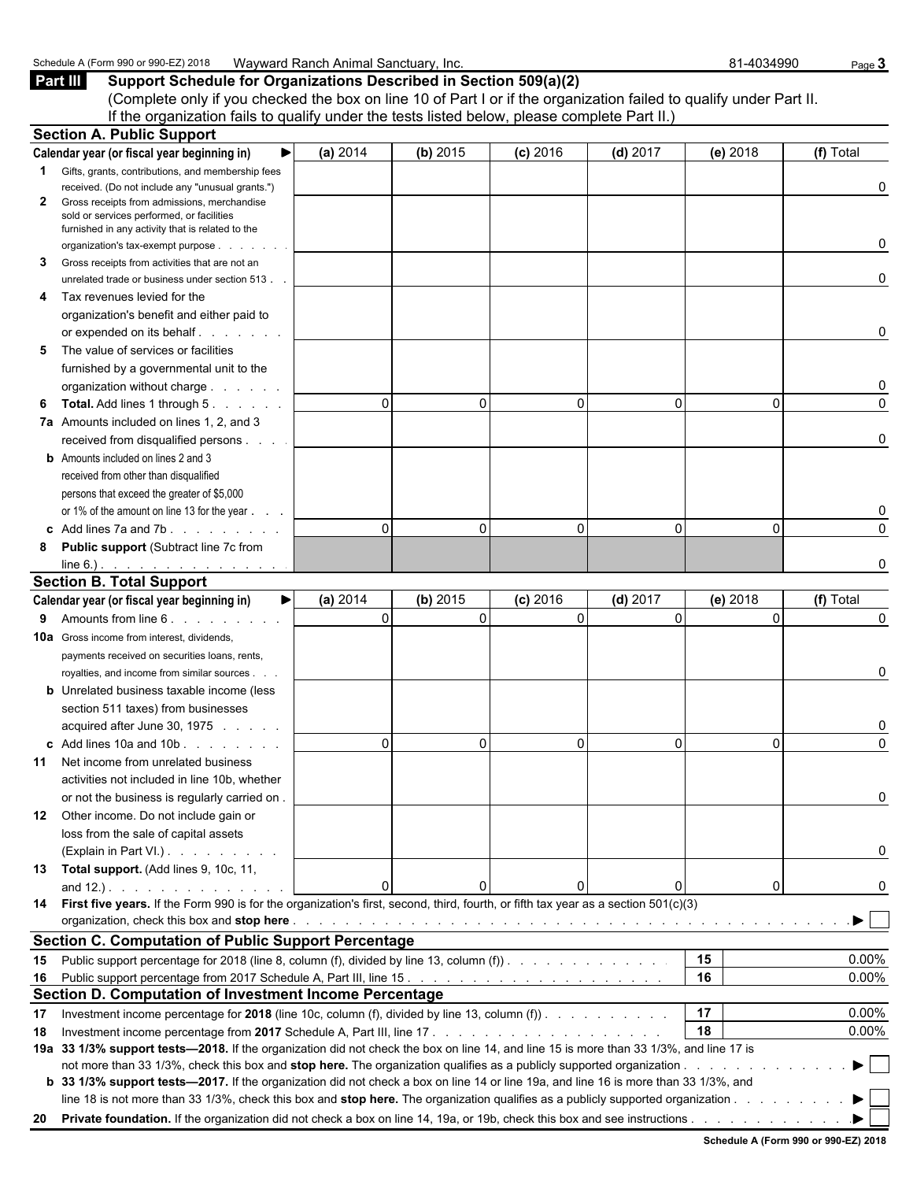Schedule A (Form 990 or 990-EZ) 2018 Wayward Ranch Animal Sanctuary, Inc. 81-4034990

## Part III Support Schedule for Organizations Described in Section 509(a)(2)

(Complete only if you checked the box on line 10 of Part I or if the organization failed to qualify under Part II. If the organization fails to qualify under the tests listed below, please complete Part II.)

### Section A. Public Support

| Calendar year (or fiscal year beginning in) ▶ | (a) 2014 | (b) 2015 | (c) 2016 | (d) 2017 | (e) 2018 | (f) Total |
|---|---|---|---|---|---|---|
| **1** Gifts, grants, contributions, and membership fees received. (Do not include any "unusual grants.") | | | | | | 0 |
| **2** Gross receipts from admissions, merchandise sold or services performed, or facilities furnished in any activity that is related to the organization's tax-exempt purpose | | | | | | 0 |
| **3** Gross receipts from activities that are not an unrelated trade or business under section 513 | | | | | | 0 |
| **4** Tax revenues levied for the organization's benefit and either paid to or expended on its behalf | | | | | | 0 |
| **5** The value of services or facilities furnished by a governmental unit to the organization without charge | | | | | | 0 |
| **6 Total.** Add lines 1 through 5 | 0 | 0 | 0 | 0 | 0 | 0 |
| **7a** Amounts included on lines 1, 2, and 3 received from disqualified persons | | | | | | 0 |
| **b** Amounts included on lines 2 and 3 received from other than disqualified persons that exceed the greater of $5,000 or 1% of the amount on line 13 for the year | | | | | | 0 |
| **c** Add lines 7a and 7b | 0 | 0 | 0 | 0 | 0 | 0 |
| **8 Public support** (Subtract line 7c from line 6.) | | | | | | 0 |

### Section B. Total Support

| Calendar year (or fiscal year beginning in) ▶ | (a) 2014 | (b) 2015 | (c) 2016 | (d) 2017 | (e) 2018 | (f) Total |
|---|---|---|---|---|---|---|
| **9** Amounts from line 6 | 0 | 0 | 0 | 0 | 0 | 0 |
| **10a** Gross income from interest, dividends, payments received on securities loans, rents, royalties, and income from similar sources | | | | | | 0 |
| **b** Unrelated business taxable income (less section 511 taxes) from businesses acquired after June 30, 1975 | | | | | | 0 |
| **c** Add lines 10a and 10b | 0 | 0 | 0 | 0 | 0 | 0 |
| **11** Net income from unrelated business activities not included in line 10b, whether or not the business is regularly carried on | | | | | | 0 |
| **12** Other income. Do not include gain or loss from the sale of capital assets (Explain in Part VI.) | | | | | | 0 |
| **13 Total support.** (Add lines 9, 10c, 11, and 12.) | 0 | 0 | 0 | 0 | 0 | 0 |

**14 First five years.** If the Form 990 is for the organization's first, second, third, fourth, or fifth tax year as a section 501(c)(3) organization, check this box and **stop here** ▶ ☐

### Section C. Computation of Public Support Percentage

| | | | |
|---|---|---|---|
| **15** | Public support percentage for 2018 (line 8, column (f), divided by line 13, column (f)) | 15 | 0.00% |
| **16** | Public support percentage from 2017 Schedule A, Part III, line 15 | 16 | 0.00% |

### Section D. Computation of Investment Income Percentage

| | | | |
|---|---|---|---|
| **17** | Investment income percentage for **2018** (line 10c, column (f), divided by line 13, column (f)) | 17 | 0.00% |
| **18** | Investment income percentage from **2017** Schedule A, Part III, line 17 | 18 | 0.00% |

**19a 33 1/3% support tests—2018.** If the organization did not check the box on line 14, and line 15 is more than 33 1/3%, and line 17 is not more than 33 1/3%, check this box and **stop here.** The organization qualifies as a publicly supported organization ▶ ☐

**b 33 1/3% support tests—2017.** If the organization did not check a box on line 14 or line 19a, and line 16 is more than 33 1/3%, and line 18 is not more than 33 1/3%, check this box and **stop here.** The organization qualifies as a publicly supported organization ▶ ☐

**20 Private foundation.** If the organization did not check a box on line 14, 19a, or 19b, check this box and see instructions ▶ ☐

**Schedule A (Form 990 or 990-EZ) 2018**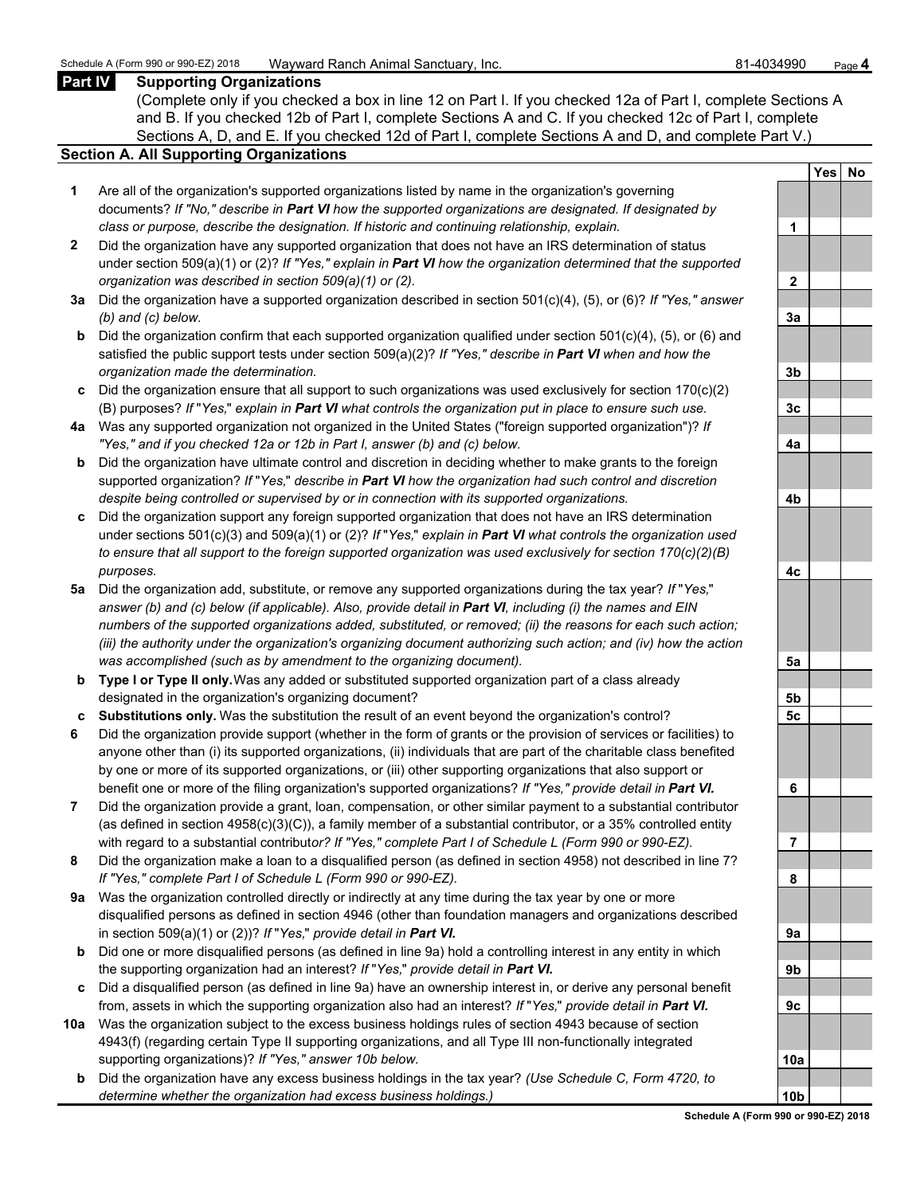Schedule A (Form 990 or 990-EZ) 2018 Wayward Ranch Animal Sanctuary, Inc. 81-4034990

## Part IV Supporting Organizations

(Complete only if you checked a box in line 12 on Part I. If you checked 12a of Part I, complete Sections A and B. If you checked 12b of Part I, complete Sections A and C. If you checked 12c of Part I, complete Sections A, D, and E. If you checked 12d of Part I, complete Sections A and D, and complete Part V.)

### Section A. All Supporting Organizations

| | | | Yes | No |
|---|---|---|---|---|
| **1** | Are all of the organization's supported organizations listed by name in the organization's governing documents? *If "No," describe in **Part VI** how the supported organizations are designated. If designated by class or purpose, describe the designation. If historic and continuing relationship, explain.* | 1 | | |
| **2** | Did the organization have any supported organization that does not have an IRS determination of status under section 509(a)(1) or (2)? *If "Yes," explain in **Part VI** how the organization determined that the supported organization was described in section 509(a)(1) or (2).* | 2 | | |
| **3a** | Did the organization have a supported organization described in section 501(c)(4), (5), or (6)? *If "Yes," answer (b) and (c) below.* | 3a | | |
| **b** | Did the organization confirm that each supported organization qualified under section 501(c)(4), (5), or (6) and satisfied the public support tests under section 509(a)(2)? *If "Yes," describe in **Part VI** when and how the organization made the determination.* | 3b | | |
| **c** | Did the organization ensure that all support to such organizations was used exclusively for section 170(c)(2)(B) purposes? *If "Yes," explain in **Part VI** what controls the organization put in place to ensure such use.* | 3c | | |
| **4a** | Was any supported organization not organized in the United States ("foreign supported organization")? *If "Yes," and if you checked 12a or 12b in Part I, answer (b) and (c) below.* | 4a | | |
| **b** | Did the organization have ultimate control and discretion in deciding whether to make grants to the foreign supported organization? *If "Yes," describe in **Part VI** how the organization had such control and discretion despite being controlled or supervised by or in connection with its supported organizations.* | 4b | | |
| **c** | Did the organization support any foreign supported organization that does not have an IRS determination under sections 501(c)(3) and 509(a)(1) or (2)? *If "Yes," explain in **Part VI** what controls the organization used to ensure that all support to the foreign supported organization was used exclusively for section 170(c)(2)(B) purposes.* | 4c | | |
| **5a** | Did the organization add, substitute, or remove any supported organizations during the tax year? *If "Yes," answer (b) and (c) below (if applicable). Also, provide detail in **Part VI**, including (i) the names and EIN numbers of the supported organizations added, substituted, or removed; (ii) the reasons for each such action; (iii) the authority under the organization's organizing document authorizing such action; and (iv) how the action was accomplished (such as by amendment to the organizing document).* | 5a | | |
| **b** | **Type I or Type II only.** Was any added or substituted supported organization part of a class already designated in the organization's organizing document? | 5b | | |
| **c** | **Substitutions only.** Was the substitution the result of an event beyond the organization's control? | 5c | | |
| **6** | Did the organization provide support (whether in the form of grants or the provision of services or facilities) to anyone other than (i) its supported organizations, (ii) individuals that are part of the charitable class benefited by one or more of its supported organizations, or (iii) other supporting organizations that also support or benefit one or more of the filing organization's supported organizations? *If "Yes," provide detail in **Part VI.*** | 6 | | |
| **7** | Did the organization provide a grant, loan, compensation, or other similar payment to a substantial contributor (as defined in section 4958(c)(3)(C)), a family member of a substantial contributor, or a 35% controlled entity with regard to a substantial contributor? *If "Yes," complete Part I of Schedule L (Form 990 or 990-EZ).* | 7 | | |
| **8** | Did the organization make a loan to a disqualified person (as defined in section 4958) not described in line 7? *If "Yes," complete Part I of Schedule L (Form 990 or 990-EZ).* | 8 | | |
| **9a** | Was the organization controlled directly or indirectly at any time during the tax year by one or more disqualified persons as defined in section 4946 (other than foundation managers and organizations described in section 509(a)(1) or (2))? *If "Yes," provide detail in **Part VI.*** | 9a | | |
| **b** | Did one or more disqualified persons (as defined in line 9a) hold a controlling interest in any entity in which the supporting organization had an interest? *If "Yes," provide detail in **Part VI.*** | 9b | | |
| **c** | Did a disqualified person (as defined in line 9a) have an ownership interest in, or derive any personal benefit from, assets in which the supporting organization also had an interest? *If "Yes," provide detail in **Part VI.*** | 9c | | |
| **10a** | Was the organization subject to the excess business holdings rules of section 4943 because of section 4943(f) (regarding certain Type II supporting organizations, and all Type III non-functionally integrated supporting organizations)? *If "Yes," answer 10b below.* | 10a | | |
| **b** | Did the organization have any excess business holdings in the tax year? *(Use Schedule C, Form 4720, to determine whether the organization had excess business holdings.)* | 10b | | |

**Schedule A (Form 990 or 990-EZ) 2018**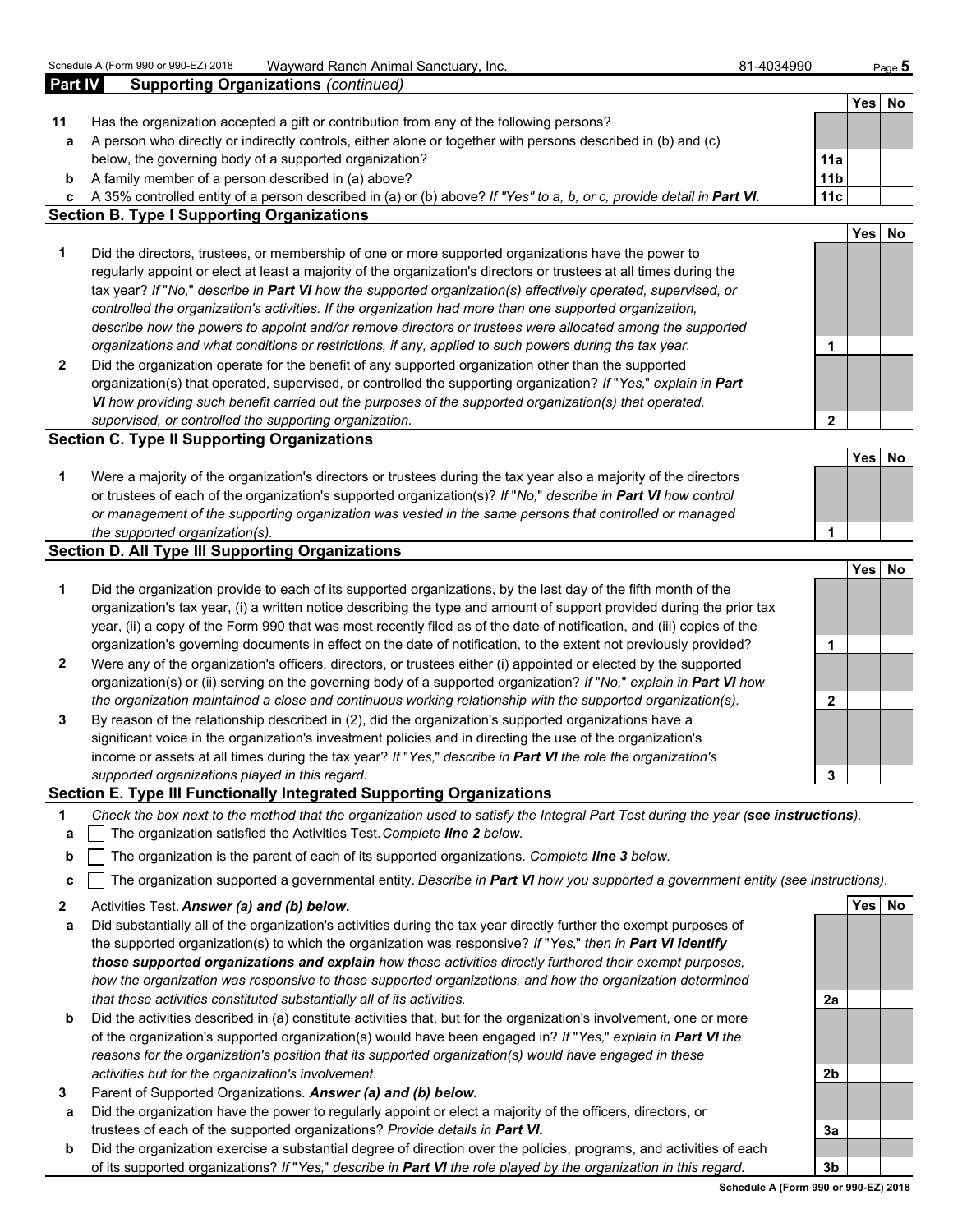Schedule A (Form 990 or 990-EZ) 2018 Wayward Ranch Animal Sanctuary, Inc. 81-4034990

## Part IV Supporting Organizations *(continued)*

| | | | Yes | No |
|---|---|---|---|---|
| **11** | Has the organization accepted a gift or contribution from any of the following persons? | | | |
| **a** | A person who directly or indirectly controls, either alone or together with persons described in (b) and (c) below, the governing body of a supported organization? | **11a** | | |
| **b** | A family member of a person described in (a) above? | **11b** | | |
| **c** | A 35% controlled entity of a person described in (a) or (b) above? *If "Yes" to a, b, or c, provide detail in **Part VI**.* | **11c** | | |

### Section B. Type I Supporting Organizations

| | | | Yes | No |
|---|---|---|---|---|
| **1** | Did the directors, trustees, or membership of one or more supported organizations have the power to regularly appoint or elect at least a majority of the organization's directors or trustees at all times during the tax year? *If "No," describe in **Part VI** how the supported organization(s) effectively operated, supervised, or controlled the organization's activities. If the organization had more than one supported organization, describe how the powers to appoint and/or remove directors or trustees were allocated among the supported organizations and what conditions or restrictions, if any, applied to such powers during the tax year.* | **1** | | |
| **2** | Did the organization operate for the benefit of any supported organization other than the supported organization(s) that operated, supervised, or controlled the supporting organization? *If "Yes," explain in **Part VI** how providing such benefit carried out the purposes of the supported organization(s) that operated, supervised, or controlled the supporting organization.* | **2** | | |

### Section C. Type II Supporting Organizations

| | | | Yes | No |
|---|---|---|---|---|
| **1** | Were a majority of the organization's directors or trustees during the tax year also a majority of the directors or trustees of each of the organization's supported organization(s)? *If "No," describe in **Part VI** how control or management of the supporting organization was vested in the same persons that controlled or managed the supported organization(s).* | **1** | | |

### Section D. All Type III Supporting Organizations

| | | | Yes | No |
|---|---|---|---|---|
| **1** | Did the organization provide to each of its supported organizations, by the last day of the fifth month of the organization's tax year, (i) a written notice describing the type and amount of support provided during the prior tax year, (ii) a copy of the Form 990 that was most recently filed as of the date of notification, and (iii) copies of the organization's governing documents in effect on the date of notification, to the extent not previously provided? | **1** | | |
| **2** | Were any of the organization's officers, directors, or trustees either (i) appointed or elected by the supported organization(s) or (ii) serving on the governing body of a supported organization? *If "No," explain in **Part VI** how the organization maintained a close and continuous working relationship with the supported organization(s).* | **2** | | |
| **3** | By reason of the relationship described in (2), did the organization's supported organizations have a significant voice in the organization's investment policies and in directing the use of the organization's income or assets at all times during the tax year? *If "Yes," describe in **Part VI** the role the organization's supported organizations played in this regard.* | **3** | | |

### Section E. Type III Functionally Integrated Supporting Organizations

**1** *Check the box next to the method that the organization used to satisfy the Integral Part Test during the year (**see instructions**).*

- **a** ☐ The organization satisfied the Activities Test. *Complete **line 2** below.*
- **b** ☐ The organization is the parent of each of its supported organizations. *Complete **line 3** below.*
- **c** ☐ The organization supported a governmental entity. *Describe in **Part VI** how you supported a government entity (see instructions).*

| | | | Yes | No |
|---|---|---|---|---|
| **2** | Activities Test. ***Answer (a) and (b) below.*** | | | |
| **a** | Did substantially all of the organization's activities during the tax year directly further the exempt purposes of the supported organization(s) to which the organization was responsive? *If "Yes," then in **Part VI identify those supported organizations and explain** how these activities directly furthered their exempt purposes, how the organization was responsive to those supported organizations, and how the organization determined that these activities constituted substantially all of its activities.* | **2a** | | |
| **b** | Did the activities described in (a) constitute activities that, but for the organization's involvement, one or more of the organization's supported organization(s) would have been engaged in? *If "Yes," explain in **Part VI** the reasons for the organization's position that its supported organization(s) would have engaged in these activities but for the organization's involvement.* | **2b** | | |
| **3** | Parent of Supported Organizations. ***Answer (a) and (b) below.*** | | | |
| **a** | Did the organization have the power to regularly appoint or elect a majority of the officers, directors, or trustees of each of the supported organizations? ***Provide details in Part VI.*** | **3a** | | |
| **b** | Did the organization exercise a substantial degree of direction over the policies, programs, and activities of each of its supported organizations? *If "Yes," describe in **Part VI** the role played by the organization in this regard.* | **3b** | | |

**Schedule A (Form 990 or 990-EZ) 2018**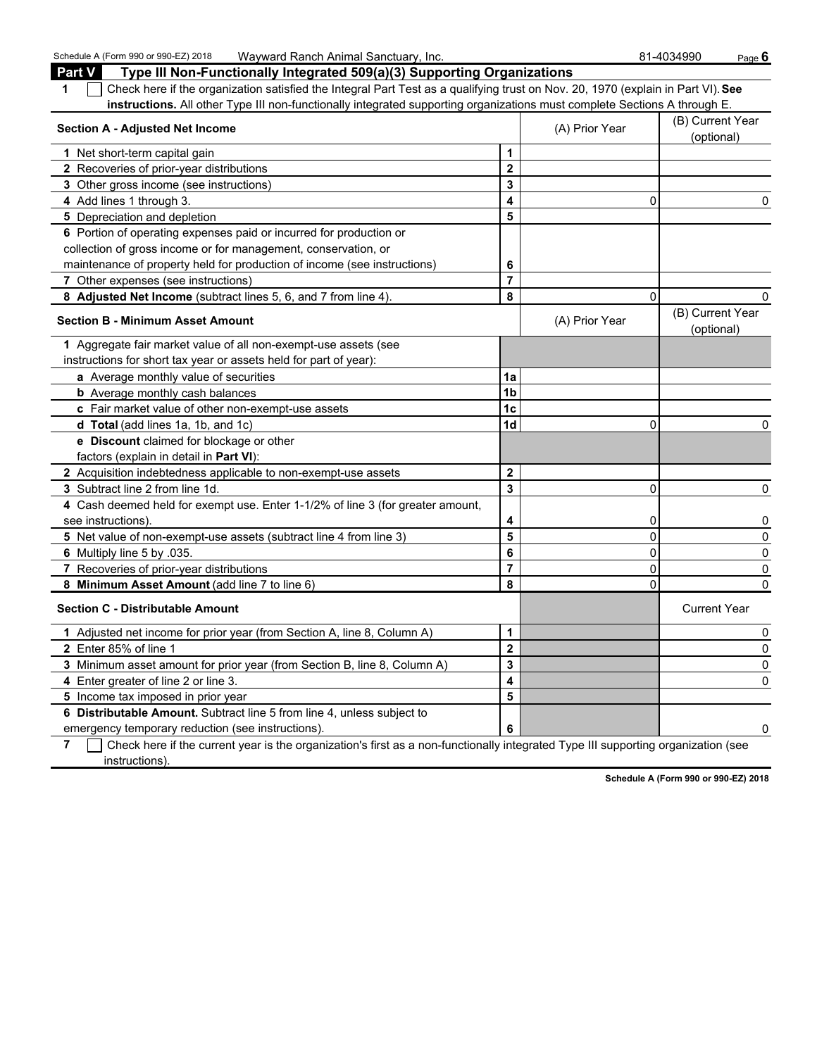Schedule A (Form 990 or 990-EZ) 2018 Wayward Ranch Animal Sanctuary, Inc. 81-4034990

## Part V Type III Non-Functionally Integrated 509(a)(3) Supporting Organizations

**1** ☐ Check here if the organization satisfied the Integral Part Test as a qualifying trust on Nov. 20, 1970 (explain in Part VI). **See instructions.** All other Type III non-functionally integrated supporting organizations must complete Sections A through E.

| Section A - Adjusted Net Income | | (A) Prior Year | (B) Current Year (optional) |
|---|---|---|---|
| 1 Net short-term capital gain | 1 | | |
| 2 Recoveries of prior-year distributions | 2 | | |
| 3 Other gross income (see instructions) | 3 | | |
| 4 Add lines 1 through 3. | 4 | 0 | 0 |
| 5 Depreciation and depletion | 5 | | |
| 6 Portion of operating expenses paid or incurred for production or collection of gross income or for management, conservation, or maintenance of property held for production of income (see instructions) | 6 | | |
| 7 Other expenses (see instructions) | 7 | | |
| 8 **Adjusted Net Income** (subtract lines 5, 6, and 7 from line 4). | 8 | 0 | 0 |

| Section B - Minimum Asset Amount | | (A) Prior Year | (B) Current Year (optional) |
|---|---|---|---|
| 1 Aggregate fair market value of all non-exempt-use assets (see instructions for short tax year or assets held for part of year): | | | |
| a Average monthly value of securities | 1a | | |
| b Average monthly cash balances | 1b | | |
| c Fair market value of other non-exempt-use assets | 1c | | |
| d **Total** (add lines 1a, 1b, and 1c) | 1d | 0 | 0 |
| e **Discount** claimed for blockage or other factors (explain in detail in **Part VI**): | | | |
| 2 Acquisition indebtedness applicable to non-exempt-use assets | 2 | | |
| 3 Subtract line 2 from line 1d. | 3 | 0 | 0 |
| 4 Cash deemed held for exempt use. Enter 1-1/2% of line 3 (for greater amount, see instructions). | 4 | 0 | 0 |
| 5 Net value of non-exempt-use assets (subtract line 4 from line 3) | 5 | 0 | 0 |
| 6 Multiply line 5 by .035. | 6 | 0 | 0 |
| 7 Recoveries of prior-year distributions | 7 | 0 | 0 |
| 8 **Minimum Asset Amount** (add line 7 to line 6) | 8 | 0 | 0 |

| Section C - Distributable Amount | | | Current Year |
|---|---|---|---|
| 1 Adjusted net income for prior year (from Section A, line 8, Column A) | 1 | | 0 |
| 2 Enter 85% of line 1 | 2 | | 0 |
| 3 Minimum asset amount for prior year (from Section B, line 8, Column A) | 3 | | 0 |
| 4 Enter greater of line 2 or line 3. | 4 | | 0 |
| 5 Income tax imposed in prior year | 5 | | |
| 6 **Distributable Amount.** Subtract line 5 from line 4, unless subject to emergency temporary reduction (see instructions). | 6 | | 0 |

**7** ☐ Check here if the current year is the organization's first as a non-functionally integrated Type III supporting organization (see instructions).

**Schedule A (Form 990 or 990-EZ) 2018**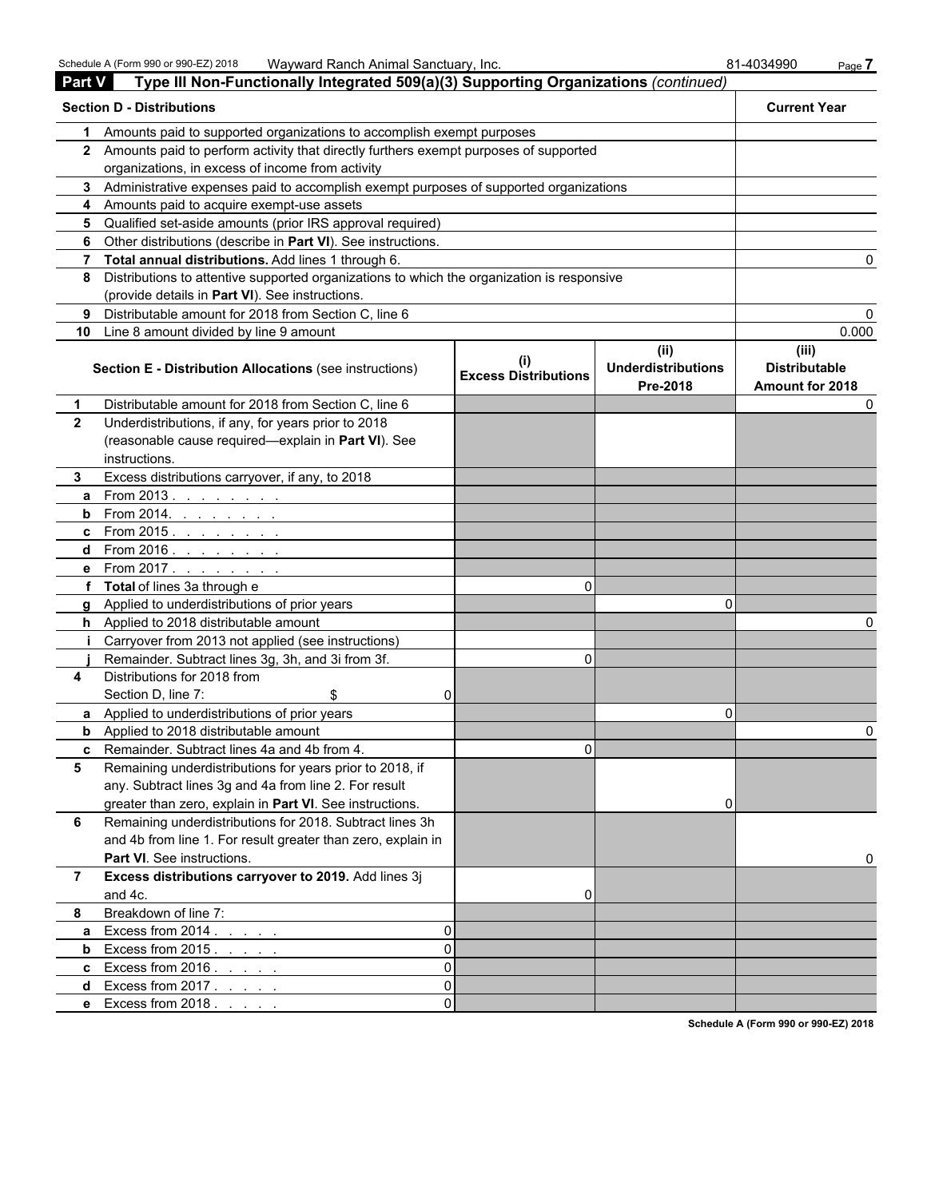Schedule A (Form 990 or 990-EZ) 2018 Wayward Ranch Animal Sanctuary, Inc. 81-4034990 Page 7

## Part V Type III Non-Functionally Integrated 509(a)(3) Supporting Organizations *(continued)*

| **Section D - Distributions** | | **Current Year** |
|---|---|---|
| 1 | Amounts paid to supported organizations to accomplish exempt purposes | |
| 2 | Amounts paid to perform activity that directly furthers exempt purposes of supported organizations, in excess of income from activity | |
| 3 | Administrative expenses paid to accomplish exempt purposes of supported organizations | |
| 4 | Amounts paid to acquire exempt-use assets | |
| 5 | Qualified set-aside amounts (prior IRS approval required) | |
| 6 | Other distributions (describe in **Part VI**). See instructions. | |
| 7 | **Total annual distributions.** Add lines 1 through 6. | 0 |
| 8 | Distributions to attentive supported organizations to which the organization is responsive (provide details in **Part VI**). See instructions. | |
| 9 | Distributable amount for 2018 from Section C, line 6 | 0 |
| 10 | Line 8 amount divided by line 9 amount | 0.000 |

| | **Section E - Distribution Allocations** (see instructions) | **(i) Excess Distributions** | **(ii) Underdistributions Pre-2018** | **(iii) Distributable Amount for 2018** |
|---|---|---|---|---|
| **1** | Distributable amount for 2018 from Section C, line 6 | | | 0 |
| **2** | Underdistributions, if any, for years prior to 2018 (reasonable cause required—explain in **Part VI**). See instructions. | | | |
| **3** | Excess distributions carryover, if any, to 2018 | | | |
| **a** | From 2013 . . . . . . . . | | | |
| **b** | From 2014. . . . . . . . | | | |
| **c** | From 2015 . . . . . . . . | | | |
| **d** | From 2016 . . . . . . . . | | | |
| **e** | From 2017 . . . . . . . . | | | |
| **f** | **Total** of lines 3a through e | 0 | | |
| **g** | Applied to underdistributions of prior years | | 0 | |
| **h** | Applied to 2018 distributable amount | | | 0 |
| **i** | Carryover from 2013 not applied (see instructions) | | | |
| **j** | Remainder. Subtract lines 3g, 3h, and 3i from 3f. | 0 | | |
| **4** | Distributions for 2018 from Section D, line 7: $ 0 | | | |
| **a** | Applied to underdistributions of prior years | | 0 | |
| **b** | Applied to 2018 distributable amount | | | 0 |
| **c** | Remainder. Subtract lines 4a and 4b from 4. | 0 | | |
| **5** | Remaining underdistributions for years prior to 2018, if any. Subtract lines 3g and 4a from line 2. For result greater than zero, explain in **Part VI**. See instructions. | | 0 | |
| **6** | Remaining underdistributions for 2018. Subtract lines 3h and 4b from line 1. For result greater than zero, explain in **Part VI**. See instructions. | | | 0 |
| **7** | **Excess distributions carryover to 2019.** Add lines 3j and 4c. | 0 | | |
| **8** | Breakdown of line 7: | | | |
| **a** | Excess from 2014 . . . . . 0 | | | |
| **b** | Excess from 2015 . . . . . 0 | | | |
| **c** | Excess from 2016 . . . . . 0 | | | |
| **d** | Excess from 2017 . . . . . 0 | | | |
| **e** | Excess from 2018 . . . . . 0 | | | |

**Schedule A (Form 990 or 990-EZ) 2018**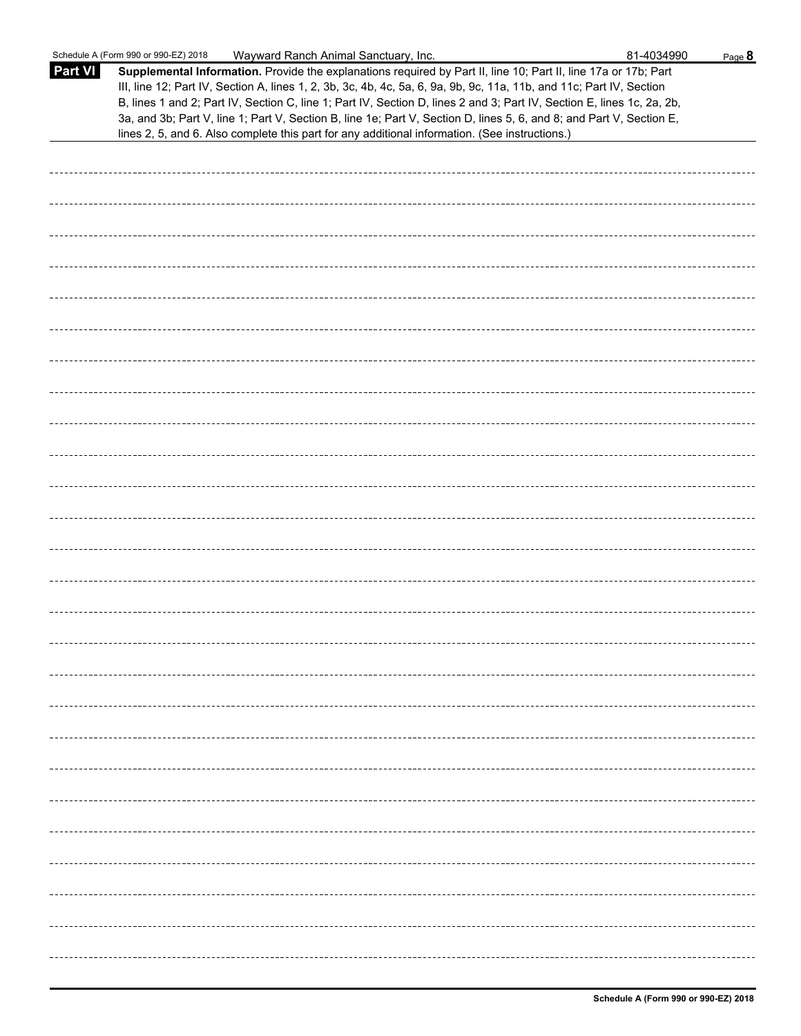Schedule A (Form 990 or 990-EZ) 2018 Wayward Ranch Animal Sanctuary, Inc. 81-4034990

**Part VI** **Supplemental Information.** Provide the explanations required by Part II, line 10; Part II, line 17a or 17b; Part III, line 12; Part IV, Section A, lines 1, 2, 3b, 3c, 4b, 4c, 5a, 6, 9a, 9b, 9c, 11a, 11b, and 11c; Part IV, Section B, lines 1 and 2; Part IV, Section C, line 1; Part IV, Section D, lines 2 and 3; Part IV, Section E, lines 1c, 2a, 2b, 3a, and 3b; Part V, line 1; Part V, Section B, line 1e; Part V, Section D, lines 5, 6, and 8; and Part V, Section E, lines 2, 5, and 6. Also complete this part for any additional information. (See instructions.)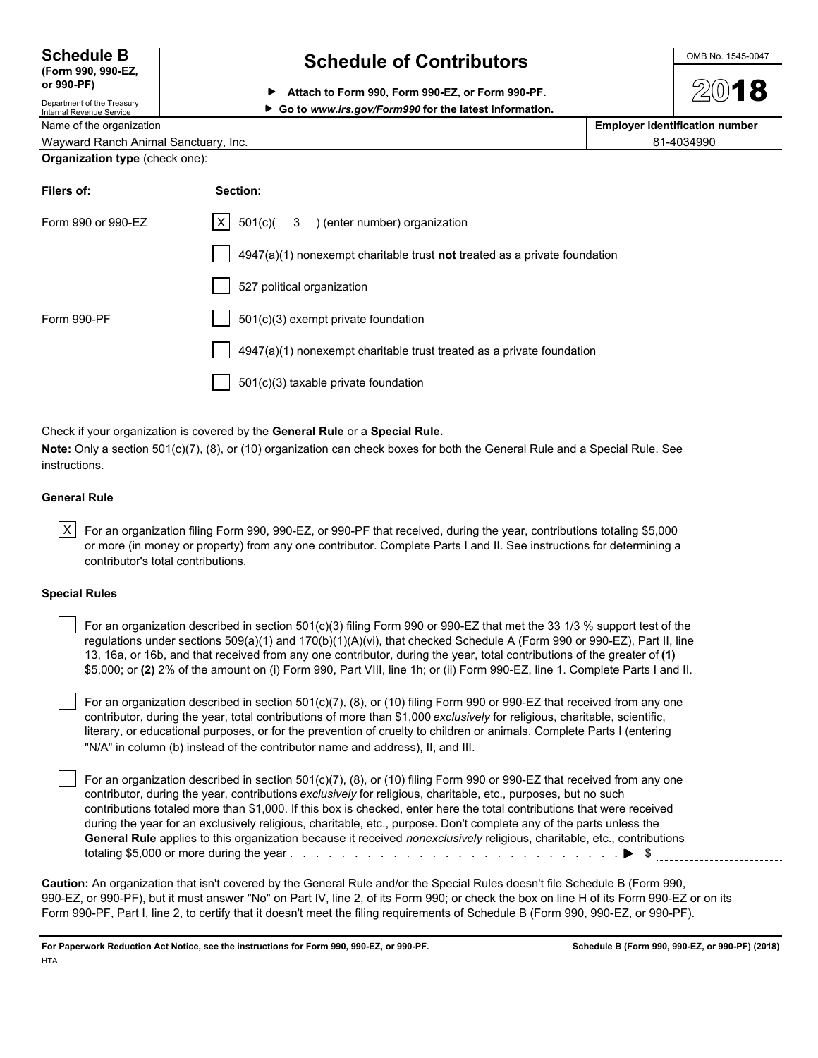# Schedule B (Form 990, 990-EZ, or 990-PF)

Department of the Treasury
Internal Revenue Service

## Schedule of Contributors

▶ Attach to Form 990, Form 990-EZ, or Form 990-PF.
▶ Go to *www.irs.gov/Form990* for the latest information.

OMB No. 1545-0047

**2018**

| Name of the organization | Employer identification number |
|---|---|
| Wayward Ranch Animal Sanctuary, Inc. | 81-4034990 |

**Organization type** (check one):

| Filers of: | Section: |
|---|---|
| Form 990 or 990-EZ | [X] 501(c)( 3 ) (enter number) organization |
| | [ ] 4947(a)(1) nonexempt charitable trust **not** treated as a private foundation |
| | [ ] 527 political organization |
| Form 990-PF | [ ] 501(c)(3) exempt private foundation |
| | [ ] 4947(a)(1) nonexempt charitable trust treated as a private foundation |
| | [ ] 501(c)(3) taxable private foundation |

Check if your organization is covered by the **General Rule** or a **Special Rule.**

**Note:** Only a section 501(c)(7), (8), or (10) organization can check boxes for both the General Rule and a Special Rule. See instructions.

### General Rule

[X] For an organization filing Form 990, 990-EZ, or 990-PF that received, during the year, contributions totaling $5,000 or more (in money or property) from any one contributor. Complete Parts I and II. See instructions for determining a contributor's total contributions.

### Special Rules

[ ] For an organization described in section 501(c)(3) filing Form 990 or 990-EZ that met the 33 1/3 % support test of the regulations under sections 509(a)(1) and 170(b)(1)(A)(vi), that checked Schedule A (Form 990 or 990-EZ), Part II, line 13, 16a, or 16b, and that received from any one contributor, during the year, total contributions of the greater of **(1)** $5,000; or **(2)** 2% of the amount on (i) Form 990, Part VIII, line 1h; or (ii) Form 990-EZ, line 1. Complete Parts I and II.

[ ] For an organization described in section 501(c)(7), (8), or (10) filing Form 990 or 990-EZ that received from any one contributor, during the year, total contributions of more than $1,000 *exclusively* for religious, charitable, scientific, literary, or educational purposes, or for the prevention of cruelty to children or animals. Complete Parts I (entering "N/A" in column (b) instead of the contributor name and address), II, and III.

[ ] For an organization described in section 501(c)(7), (8), or (10) filing Form 990 or 990-EZ that received from any one contributor, during the year, contributions *exclusively* for religious, charitable, etc., purposes, but no such contributions totaled more than $1,000. If this box is checked, enter here the total contributions that were received during the year for an exclusively religious, charitable, etc., purpose. Don't complete any of the parts unless the **General Rule** applies to this organization because it received *nonexclusively* religious, charitable, etc., contributions totaling $5,000 or more during the year . . . . . . . . . . . . . . . . . . . . . . . . . . . . . ▶ $ ____________

**Caution:** An organization that isn't covered by the General Rule and/or the Special Rules doesn't file Schedule B (Form 990, 990-EZ, or 990-PF), but it must answer "No" on Part IV, line 2, of its Form 990; or check the box on line H of its Form 990-EZ or on its Form 990-PF, Part I, line 2, to certify that it doesn't meet the filing requirements of Schedule B (Form 990, 990-EZ, or 990-PF).

**For Paperwork Reduction Act Notice, see the instructions for Form 990, 990-EZ, or 990-PF.** **Schedule B (Form 990, 990-EZ, or 990-PF) (2018)**

HTA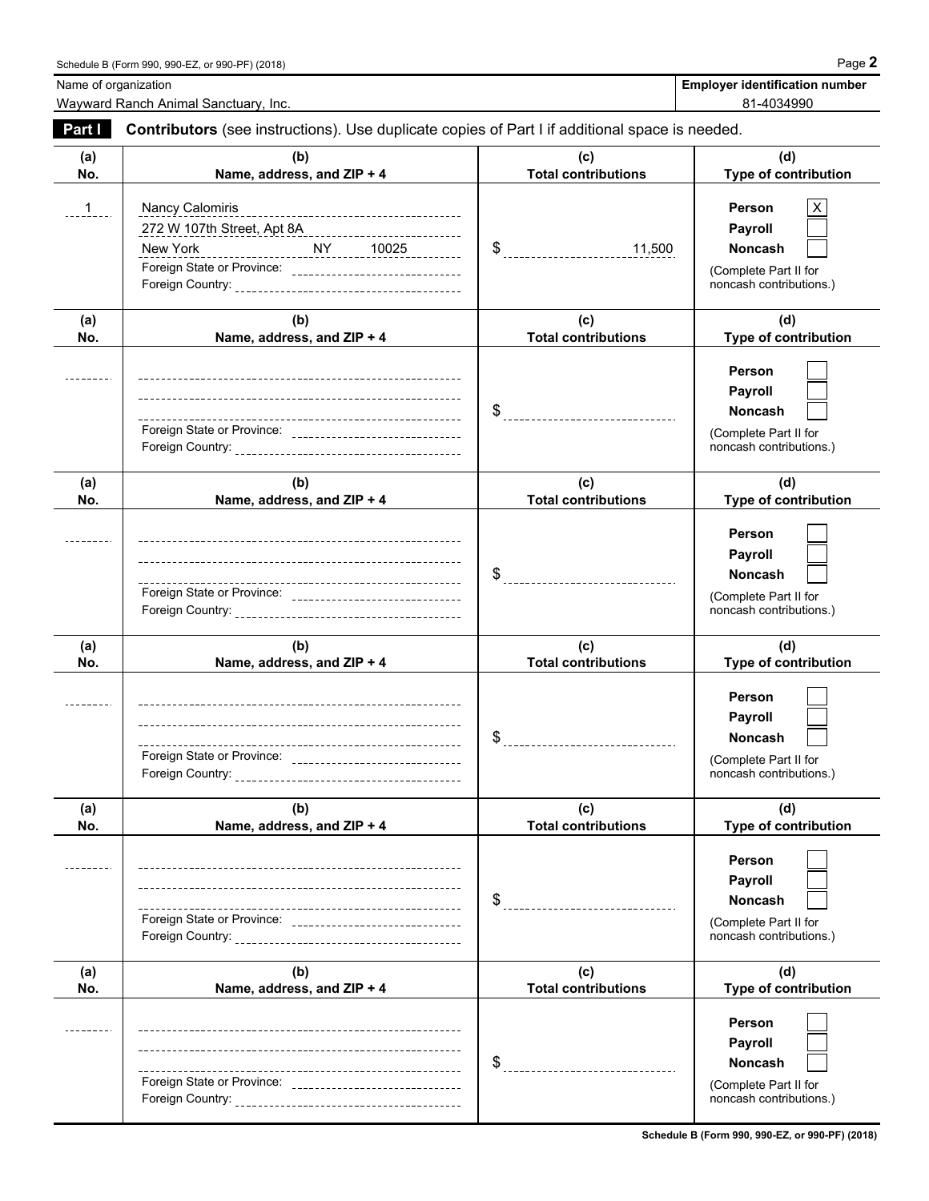Name of organization: Wayward Ranch Animal Sanctuary, Inc.

**Employer identification number:** 81-4034990

**Part I** **Contributors** (see instructions). Use duplicate copies of Part I if additional space is needed.

| (a) No. | (b) Name, address, and ZIP + 4 | (c) Total contributions | (d) Type of contribution |
|---|---|---|---|
| 1 | Nancy Calomiris<br>272 W 107th Street, Apt 8A<br>New York NY 10025<br>Foreign State or Province:<br>Foreign Country: | $ 11,500 | Person [X]<br>Payroll [ ]<br>Noncash [ ]<br>(Complete Part II for noncash contributions.) |
| | Foreign State or Province:<br>Foreign Country: | $ | Person [ ]<br>Payroll [ ]<br>Noncash [ ]<br>(Complete Part II for noncash contributions.) |
| | Foreign State or Province:<br>Foreign Country: | $ | Person [ ]<br>Payroll [ ]<br>Noncash [ ]<br>(Complete Part II for noncash contributions.) |
| | Foreign State or Province:<br>Foreign Country: | $ | Person [ ]<br>Payroll [ ]<br>Noncash [ ]<br>(Complete Part II for noncash contributions.) |
| | Foreign State or Province:<br>Foreign Country: | $ | Person [ ]<br>Payroll [ ]<br>Noncash [ ]<br>(Complete Part II for noncash contributions.) |
| | Foreign State or Province:<br>Foreign Country: | $ | Person [ ]<br>Payroll [ ]<br>Noncash [ ]<br>(Complete Part II for noncash contributions.) |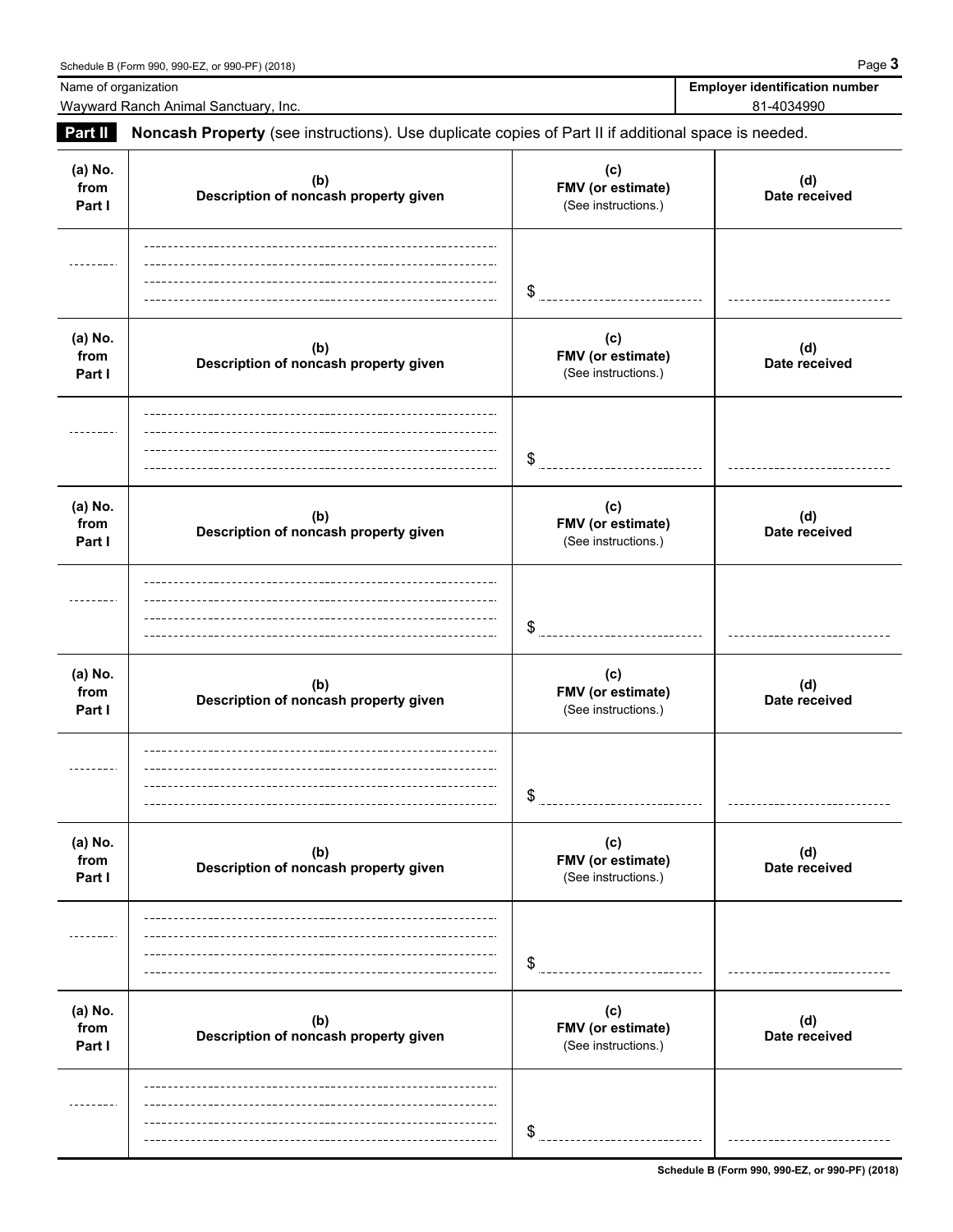Name of organization: Wayward Ranch Animal Sanctuary, Inc.

Employer identification number: 81-4034990

## Part II Noncash Property (see instructions). Use duplicate copies of Part II if additional space is needed.

| (a) No. from Part I | (b) Description of noncash property given | (c) FMV (or estimate) (See instructions.) | (d) Date received |
|---|---|---|---|
| | | $ | |

| (a) No. from Part I | (b) Description of noncash property given | (c) FMV (or estimate) (See instructions.) | (d) Date received |
|---|---|---|---|
| | | $ | |

| (a) No. from Part I | (b) Description of noncash property given | (c) FMV (or estimate) (See instructions.) | (d) Date received |
|---|---|---|---|
| | | $ | |

| (a) No. from Part I | (b) Description of noncash property given | (c) FMV (or estimate) (See instructions.) | (d) Date received |
|---|---|---|---|
| | | $ | |

| (a) No. from Part I | (b) Description of noncash property given | (c) FMV (or estimate) (See instructions.) | (d) Date received |
|---|---|---|---|
| | | $ | |

| (a) No. from Part I | (b) Description of noncash property given | (c) FMV (or estimate) (See instructions.) | (d) Date received |
|---|---|---|---|
| | | $ | |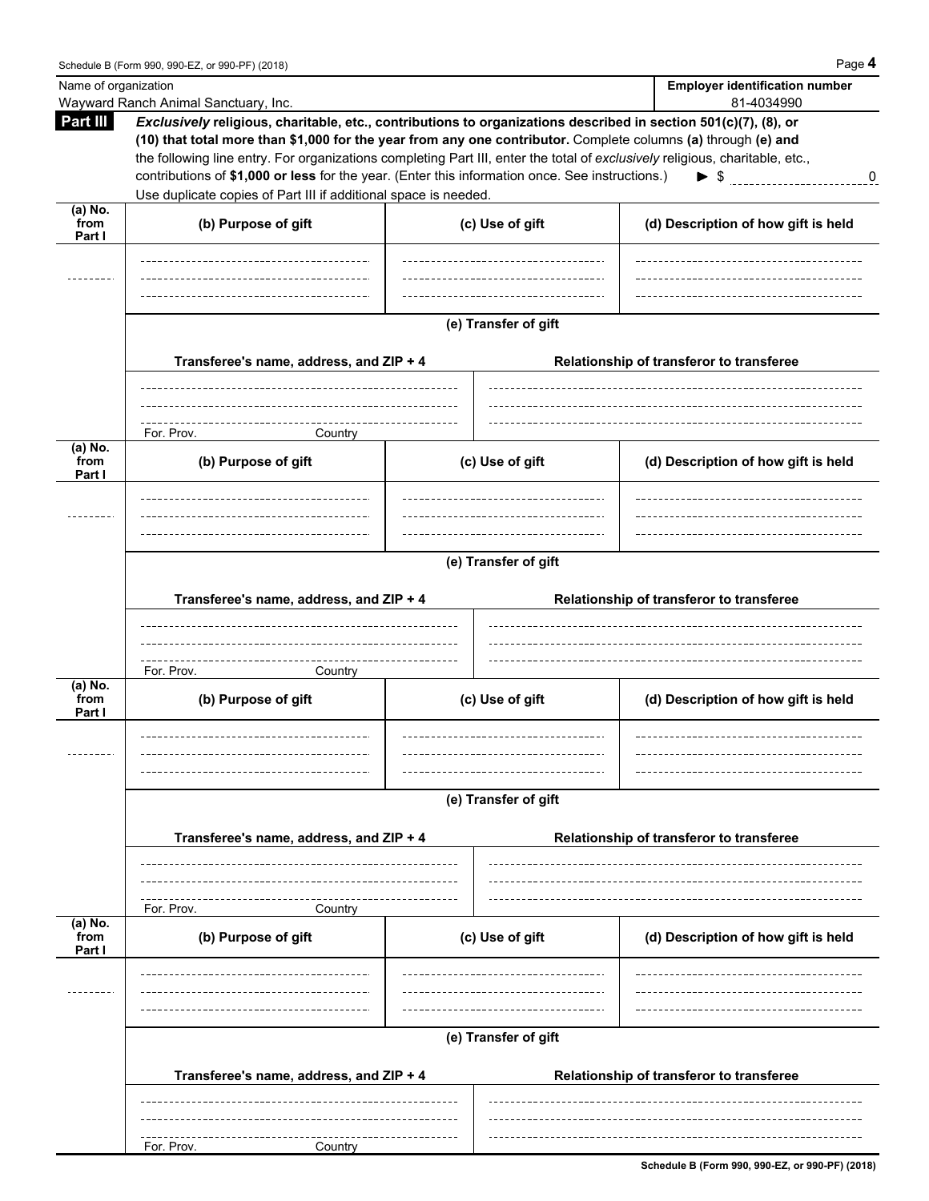Name of organization: Wayward Ranch Animal Sanctuary, Inc.

Employer identification number: 81-4034990

## Part III

***Exclusively*** **religious, charitable, etc., contributions to organizations described in section 501(c)(7), (8), or (10) that total more than $1,000 for the year from any one contributor.** Complete columns **(a)** through **(e) and** the following line entry. For organizations completing Part III, enter the total of *exclusively* religious, charitable, etc., contributions of **$1,000 or less** for the year. (Enter this information once. See instructions.) ► $ 0

Use duplicate copies of Part III if additional space is needed.

| (a) No. from Part I | (b) Purpose of gift | (c) Use of gift | (d) Description of how gift is held |
|---|---|---|---|
| | | | |

**(e) Transfer of gift**

| Transferee's name, address, and ZIP + 4 | Relationship of transferor to transferee |
|---|---|
| For. Prov. Country | |

| (a) No. from Part I | (b) Purpose of gift | (c) Use of gift | (d) Description of how gift is held |
|---|---|---|---|
| | | | |

**(e) Transfer of gift**

| Transferee's name, address, and ZIP + 4 | Relationship of transferor to transferee |
|---|---|
| For. Prov. Country | |

| (a) No. from Part I | (b) Purpose of gift | (c) Use of gift | (d) Description of how gift is held |
|---|---|---|---|
| | | | |

**(e) Transfer of gift**

| Transferee's name, address, and ZIP + 4 | Relationship of transferor to transferee |
|---|---|
| For. Prov. Country | |

| (a) No. from Part I | (b) Purpose of gift | (c) Use of gift | (d) Description of how gift is held |
|---|---|---|---|
| | | | |

**(e) Transfer of gift**

| Transferee's name, address, and ZIP + 4 | Relationship of transferor to transferee |
|---|---|
| For. Prov. Country | |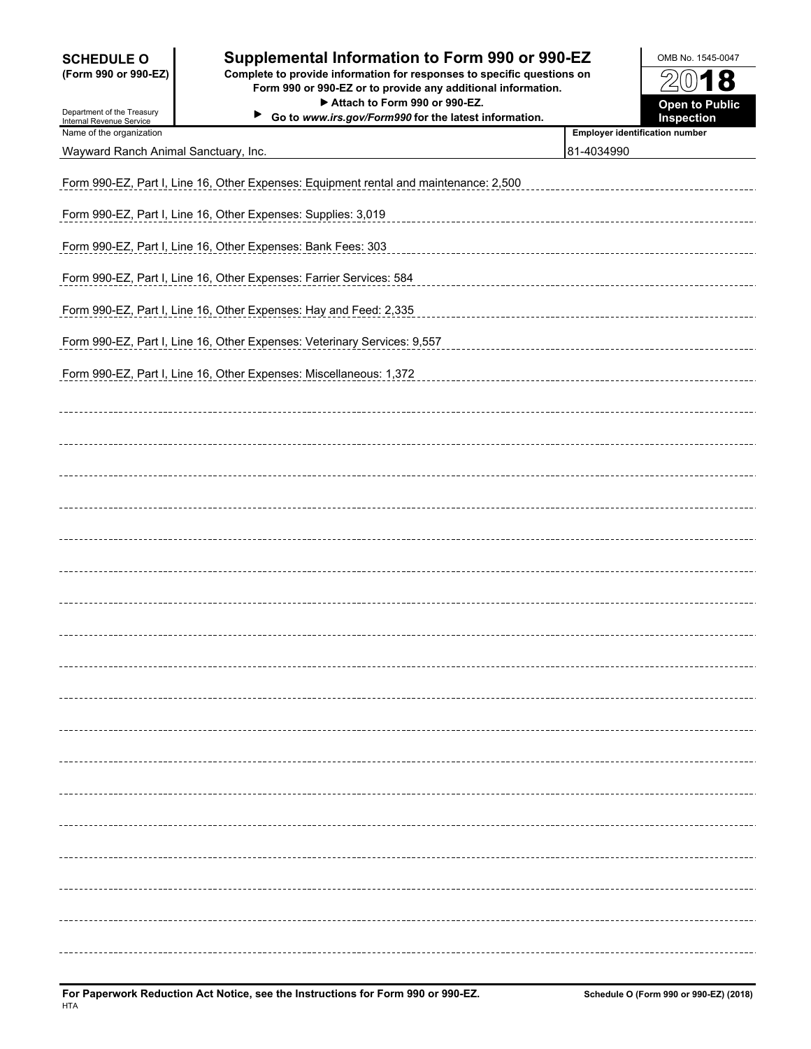**SCHEDULE O**
**(Form 990 or 990-EZ)**

Department of the Treasury
Internal Revenue Service

# Supplemental Information to Form 990 or 990-EZ

**Complete to provide information for responses to specific questions on Form 990 or 990-EZ or to provide any additional information.**
**▶ Attach to Form 990 or 990-EZ.**
**▶ Go to *www.irs.gov/Form990* for the latest information.**

OMB No. 1545-0047

**2018**

**Open to Public Inspection**

| Name of the organization | Employer identification number |
|---|---|
| Wayward Ranch Animal Sanctuary, Inc. | 81-4034990 |

Form 990-EZ, Part I, Line 16, Other Expenses: Equipment rental and maintenance: 2,500

Form 990-EZ, Part I, Line 16, Other Expenses: Supplies: 3,019

Form 990-EZ, Part I, Line 16, Other Expenses: Bank Fees: 303

Form 990-EZ, Part I, Line 16, Other Expenses: Farrier Services: 584

Form 990-EZ, Part I, Line 16, Other Expenses: Hay and Feed: 2,335

Form 990-EZ, Part I, Line 16, Other Expenses: Veterinary Services: 9,557

Form 990-EZ, Part I, Line 16, Other Expenses: Miscellaneous: 1,372

**For Paperwork Reduction Act Notice, see the Instructions for Form 990 or 990-EZ.**
HTA

**Schedule O (Form 990 or 990-EZ) (2018)**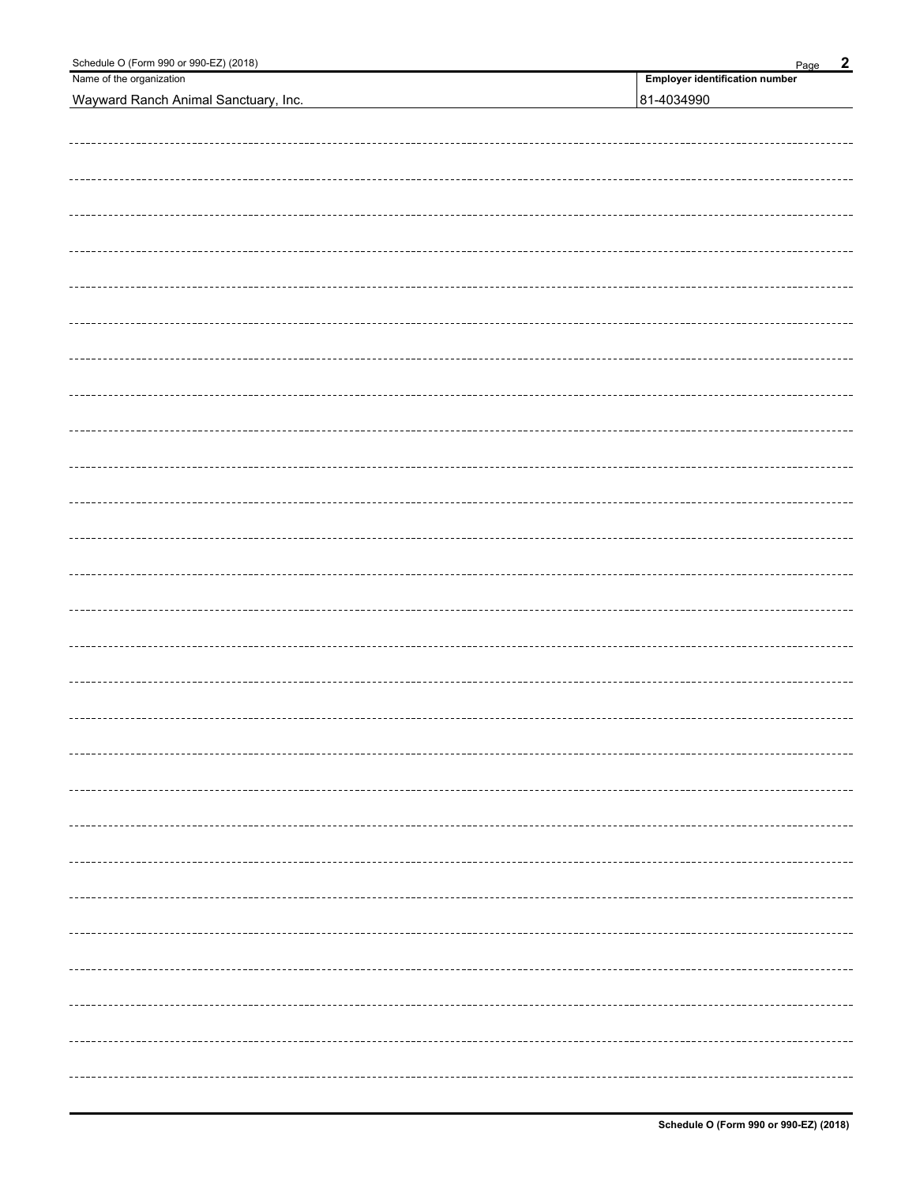| Name of the organization | Employer identification number |
| --- | --- |
| Wayward Ranch Animal Sanctuary, Inc. | 81-4034990 |